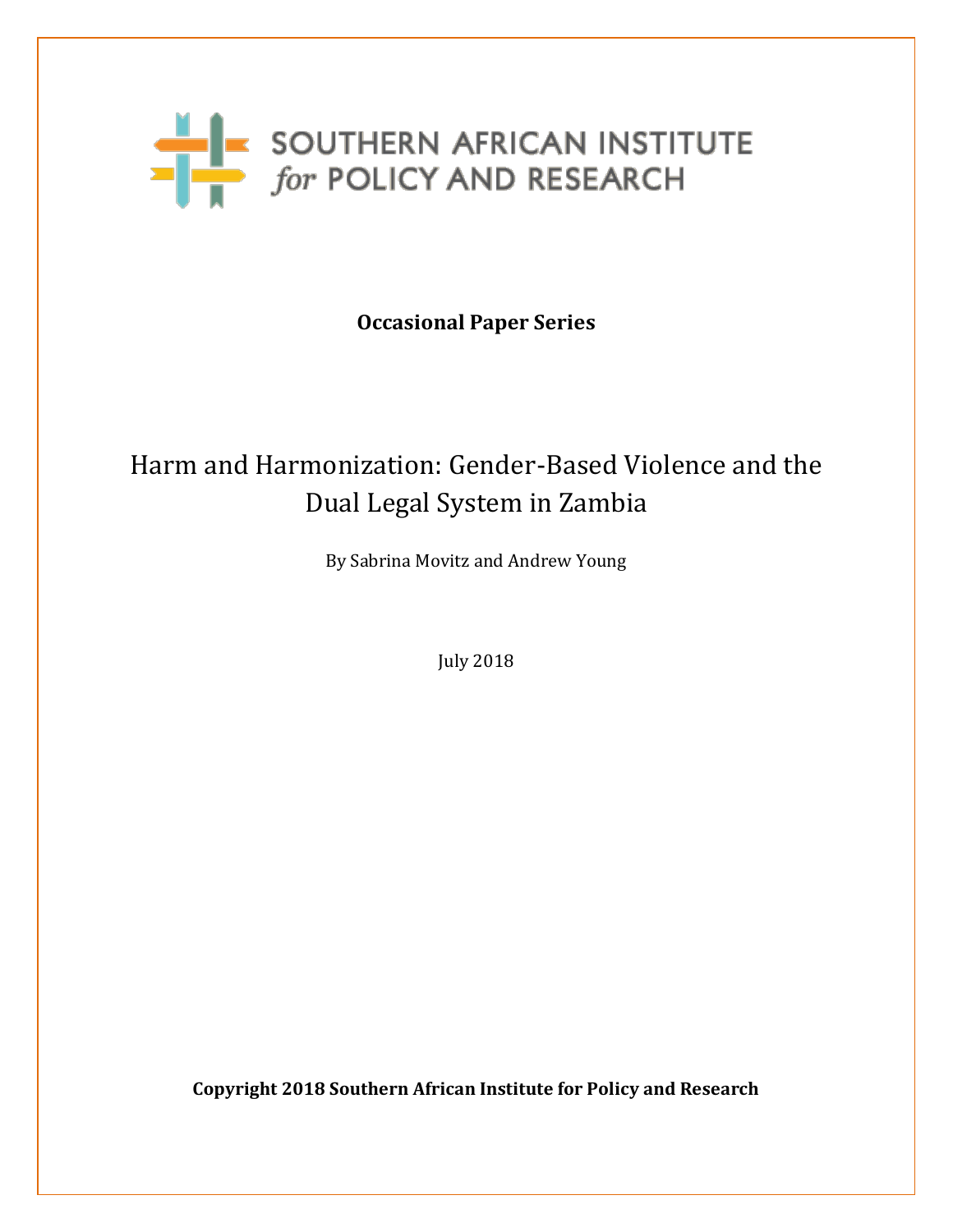SOUTHERN AFRICAN INSTITUTE *for* POLICY AND RESEARCH

**Occasional Paper Series**

# Harm and Harmonization: Gender-Based Violence and the Dual Legal System in Zambia

By Sabrina Movitz and Andrew Young

July 2018

**Copyright 2018 Southern African Institute for Policy and Research**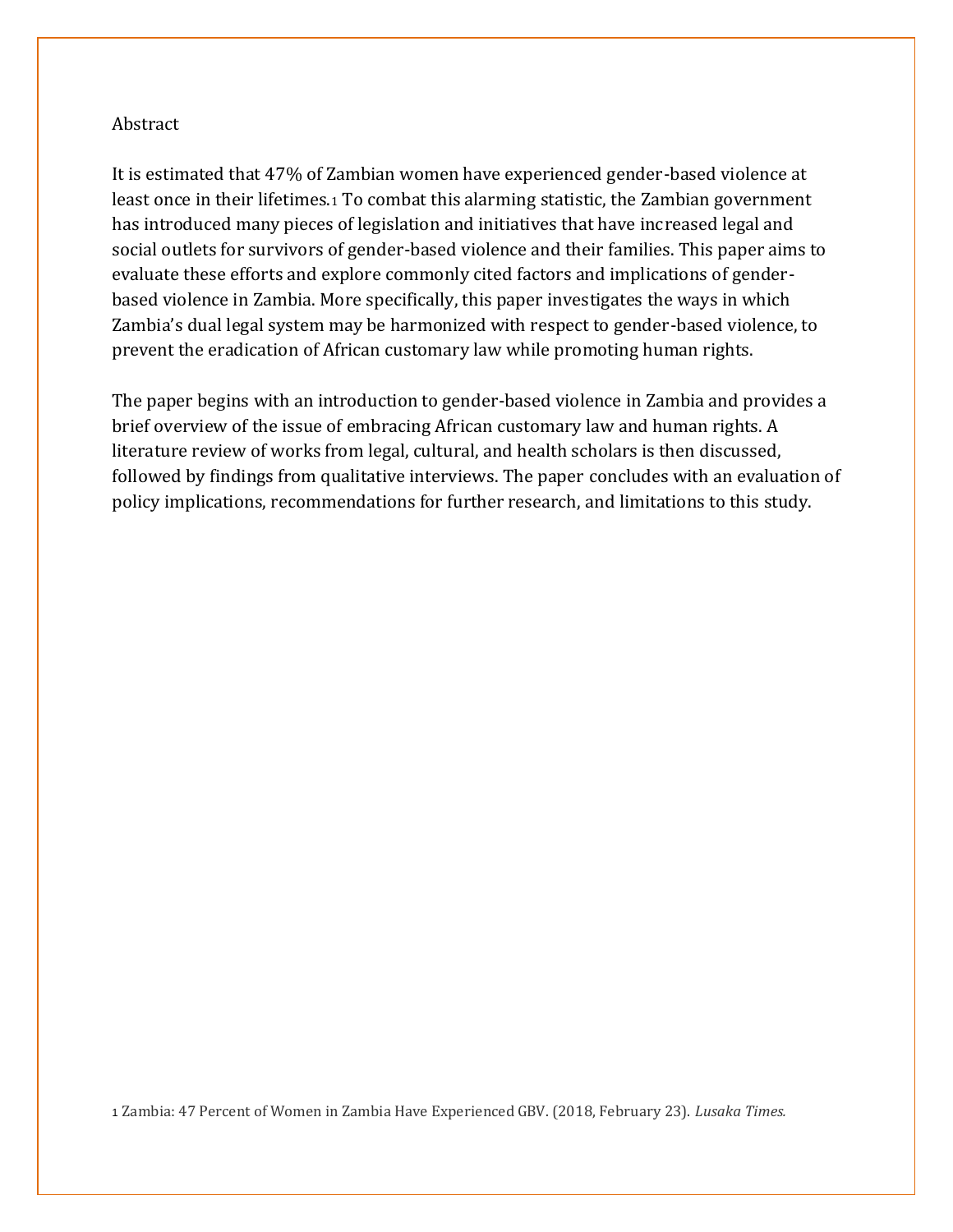# Abstract

It is estimated that 47% of Zambian women have experienced gender-based violence at least once in their lifetimes.[1] To combat this alarming statistic, the Zambian government has introduced many pieces of legislation and initiatives that have increased legal and social outlets for survivors of gender-based violence and their families. This paper aims to evaluate these efforts and explore commonly cited factors and implications of gender-based violence in Zambia. More specifically, this paper investigates the ways in which Zambia's dual legal system may be harmonized with respect to gender-based violence, to prevent the eradication of African customary law while promoting human rights.

The paper begins with an introduction to gender-based violence in Zambia and provides a brief overview of the issue of embracing African customary law and human rights. A literature review of works from legal, cultural, and health scholars is then discussed, followed by findings from qualitative interviews. The paper concludes with an evaluation of policy implications, recommendations for further research, and limitations to this study.

[1] Zambia: 47 Percent of Women in Zambia Have Experienced GBV. (2018, February 23). *Lusaka Times*.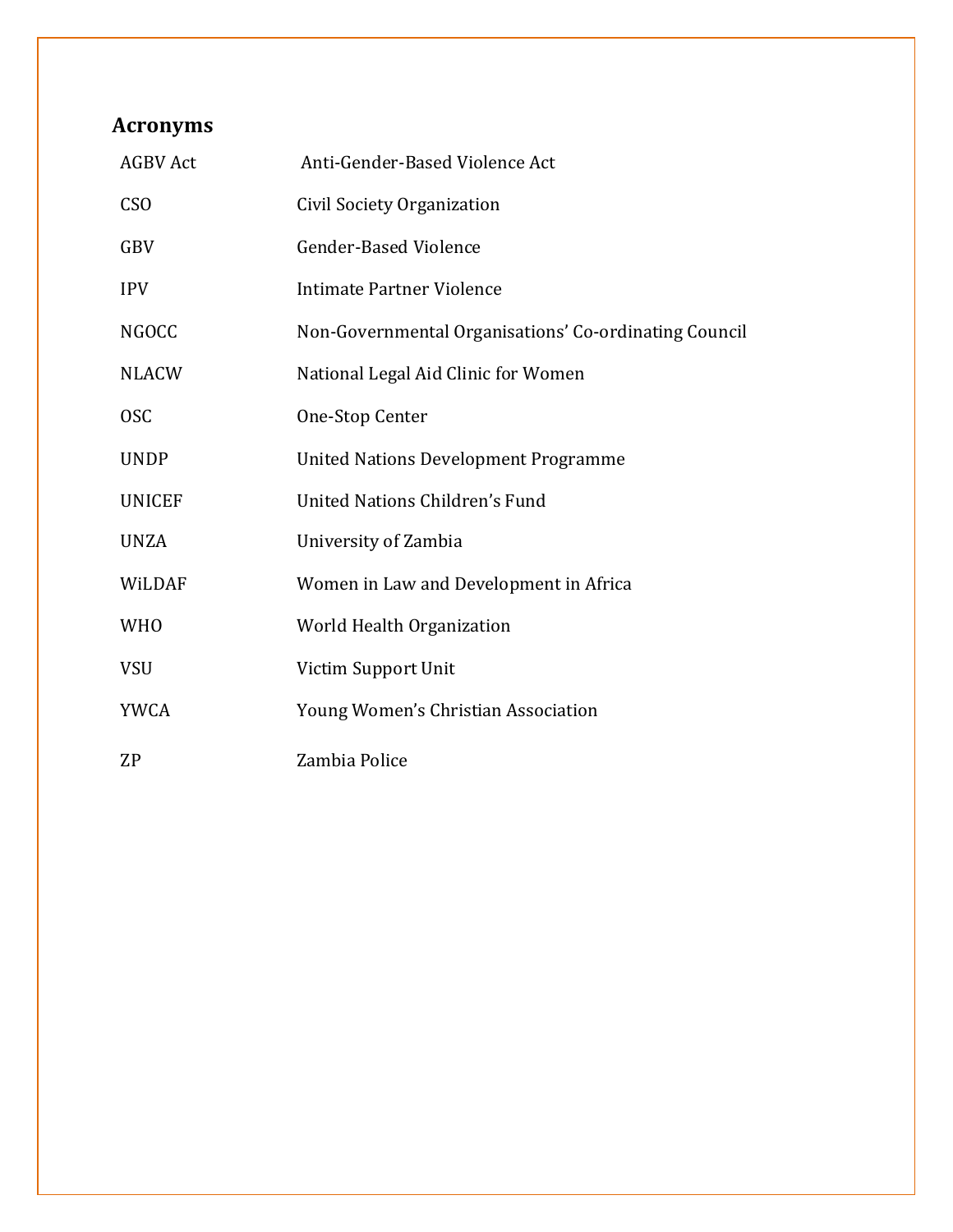## Acronyms

| | |
|---|---|
| AGBV Act | Anti-Gender-Based Violence Act |
| CSO | Civil Society Organization |
| GBV | Gender-Based Violence |
| IPV | Intimate Partner Violence |
| NGOCC | Non-Governmental Organisations' Co-ordinating Council |
| NLACW | National Legal Aid Clinic for Women |
| OSC | One-Stop Center |
| UNDP | United Nations Development Programme |
| UNICEF | United Nations Children's Fund |
| UNZA | University of Zambia |
| WiLDAF | Women in Law and Development in Africa |
| WHO | World Health Organization |
| VSU | Victim Support Unit |
| YWCA | Young Women's Christian Association |
| ZP | Zambia Police |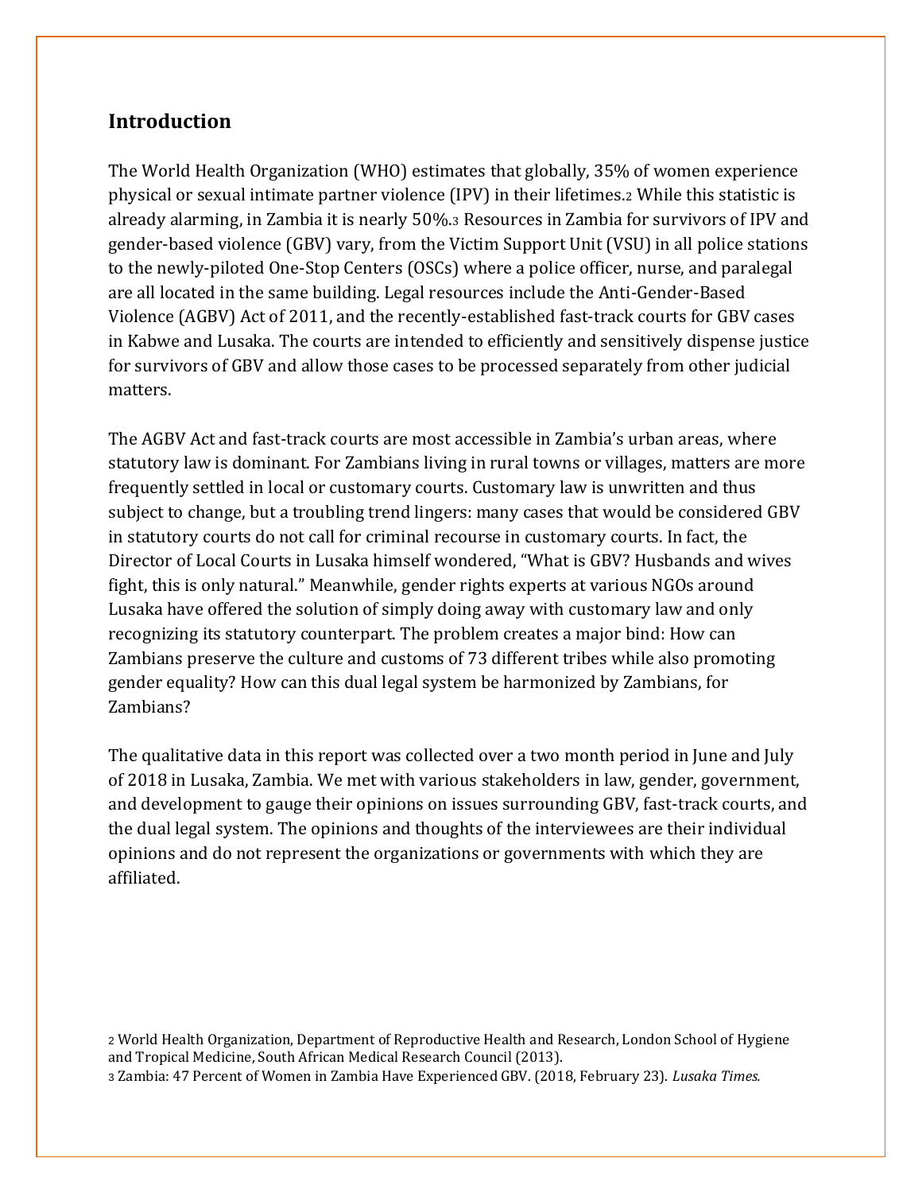## Introduction

The World Health Organization (WHO) estimates that globally, 35% of women experience physical or sexual intimate partner violence (IPV) in their lifetimes.[2] While this statistic is already alarming, in Zambia it is nearly 50%.[3] Resources in Zambia for survivors of IPV and gender-based violence (GBV) vary, from the Victim Support Unit (VSU) in all police stations to the newly-piloted One-Stop Centers (OSCs) where a police officer, nurse, and paralegal are all located in the same building. Legal resources include the Anti-Gender-Based Violence (AGBV) Act of 2011, and the recently-established fast-track courts for GBV cases in Kabwe and Lusaka. The courts are intended to efficiently and sensitively dispense justice for survivors of GBV and allow those cases to be processed separately from other judicial matters.

The AGBV Act and fast-track courts are most accessible in Zambia's urban areas, where statutory law is dominant. For Zambians living in rural towns or villages, matters are more frequently settled in local or customary courts. Customary law is unwritten and thus subject to change, but a troubling trend lingers: many cases that would be considered GBV in statutory courts do not call for criminal recourse in customary courts. In fact, the Director of Local Courts in Lusaka himself wondered, "What is GBV? Husbands and wives fight, this is only natural." Meanwhile, gender rights experts at various NGOs around Lusaka have offered the solution of simply doing away with customary law and only recognizing its statutory counterpart. The problem creates a major bind: How can Zambians preserve the culture and customs of 73 different tribes while also promoting gender equality? How can this dual legal system be harmonized by Zambians, for Zambians?

The qualitative data in this report was collected over a two month period in June and July of 2018 in Lusaka, Zambia. We met with various stakeholders in law, gender, government, and development to gauge their opinions on issues surrounding GBV, fast-track courts, and the dual legal system. The opinions and thoughts of the interviewees are their individual opinions and do not represent the organizations or governments with which they are affiliated.

[2] World Health Organization, Department of Reproductive Health and Research, London School of Hygiene and Tropical Medicine, South African Medical Research Council (2013).

[3] Zambia: 47 Percent of Women in Zambia Have Experienced GBV. (2018, February 23). *Lusaka Times*.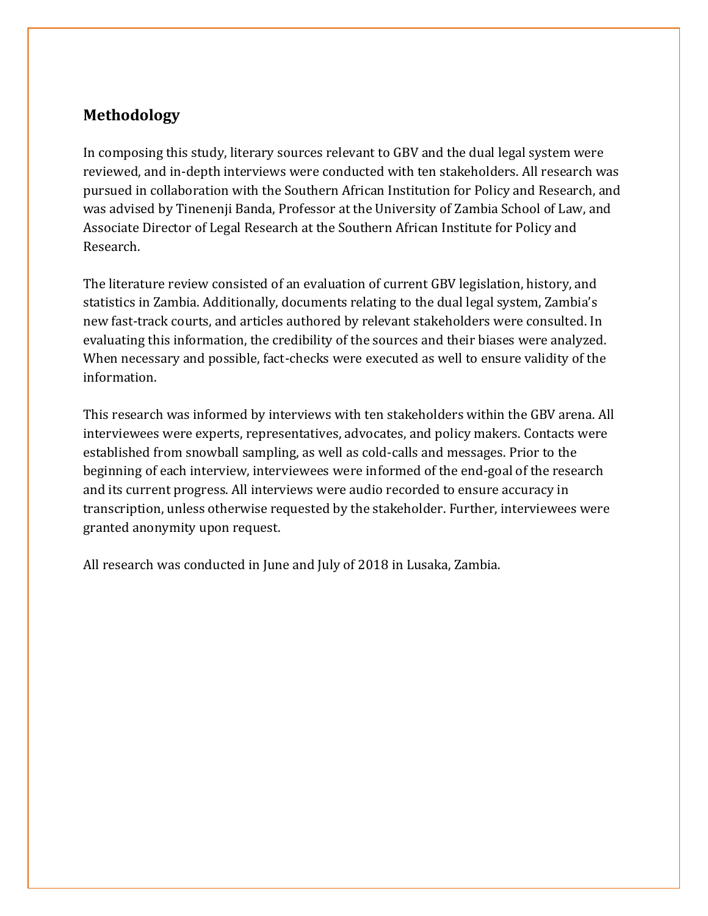## Methodology

In composing this study, literary sources relevant to GBV and the dual legal system were reviewed, and in-depth interviews were conducted with ten stakeholders. All research was pursued in collaboration with the Southern African Institution for Policy and Research, and was advised by Tinenenji Banda, Professor at the University of Zambia School of Law, and Associate Director of Legal Research at the Southern African Institute for Policy and Research.

The literature review consisted of an evaluation of current GBV legislation, history, and statistics in Zambia. Additionally, documents relating to the dual legal system, Zambia's new fast-track courts, and articles authored by relevant stakeholders were consulted. In evaluating this information, the credibility of the sources and their biases were analyzed. When necessary and possible, fact-checks were executed as well to ensure validity of the information.

This research was informed by interviews with ten stakeholders within the GBV arena. All interviewees were experts, representatives, advocates, and policy makers. Contacts were established from snowball sampling, as well as cold-calls and messages. Prior to the beginning of each interview, interviewees were informed of the end-goal of the research and its current progress. All interviews were audio recorded to ensure accuracy in transcription, unless otherwise requested by the stakeholder. Further, interviewees were granted anonymity upon request.

All research was conducted in June and July of 2018 in Lusaka, Zambia.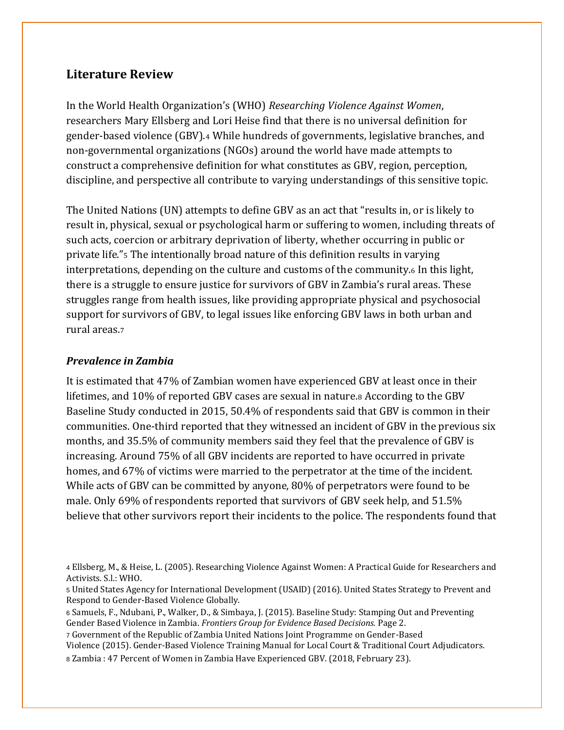## Literature Review

In the World Health Organization's (WHO) *Researching Violence Against Women*, researchers Mary Ellsberg and Lori Heise find that there is no universal definition for gender-based violence (GBV).[4] While hundreds of governments, legislative branches, and non-governmental organizations (NGOs) around the world have made attempts to construct a comprehensive definition for what constitutes as GBV, region, perception, discipline, and perspective all contribute to varying understandings of this sensitive topic.

The United Nations (UN) attempts to define GBV as an act that "results in, or is likely to result in, physical, sexual or psychological harm or suffering to women, including threats of such acts, coercion or arbitrary deprivation of liberty, whether occurring in public or private life."[5] The intentionally broad nature of this definition results in varying interpretations, depending on the culture and customs of the community.[6] In this light, there is a struggle to ensure justice for survivors of GBV in Zambia's rural areas. These struggles range from health issues, like providing appropriate physical and psychosocial support for survivors of GBV, to legal issues like enforcing GBV laws in both urban and rural areas.[7]

### *Prevalence in Zambia*

It is estimated that 47% of Zambian women have experienced GBV at least once in their lifetimes, and 10% of reported GBV cases are sexual in nature.[8] According to the GBV Baseline Study conducted in 2015, 50.4% of respondents said that GBV is common in their communities. One-third reported that they witnessed an incident of GBV in the previous six months, and 35.5% of community members said they feel that the prevalence of GBV is increasing. Around 75% of all GBV incidents are reported to have occurred in private homes, and 67% of victims were married to the perpetrator at the time of the incident. While acts of GBV can be committed by anyone, 80% of perpetrators were found to be male. Only 69% of respondents reported that survivors of GBV seek help, and 51.5% believe that other survivors report their incidents to the police. The respondents found that

---

[4] Ellsberg, M., & Heise, L. (2005). Researching Violence Against Women: A Practical Guide for Researchers and Activists. S.l.: WHO.

[5] United States Agency for International Development (USAID) (2016). United States Strategy to Prevent and Respond to Gender-Based Violence Globally.

[6] Samuels, F., Ndubani, P., Walker, D., & Simbaya, J. (2015). Baseline Study: Stamping Out and Preventing Gender Based Violence in Zambia. *Frontiers Group for Evidence Based Decisions.* Page 2.

[7] Government of the Republic of Zambia United Nations Joint Programme on Gender-Based Violence (2015). Gender-Based Violence Training Manual for Local Court & Traditional Court Adjudicators.

[8] Zambia : 47 Percent of Women in Zambia Have Experienced GBV. (2018, February 23).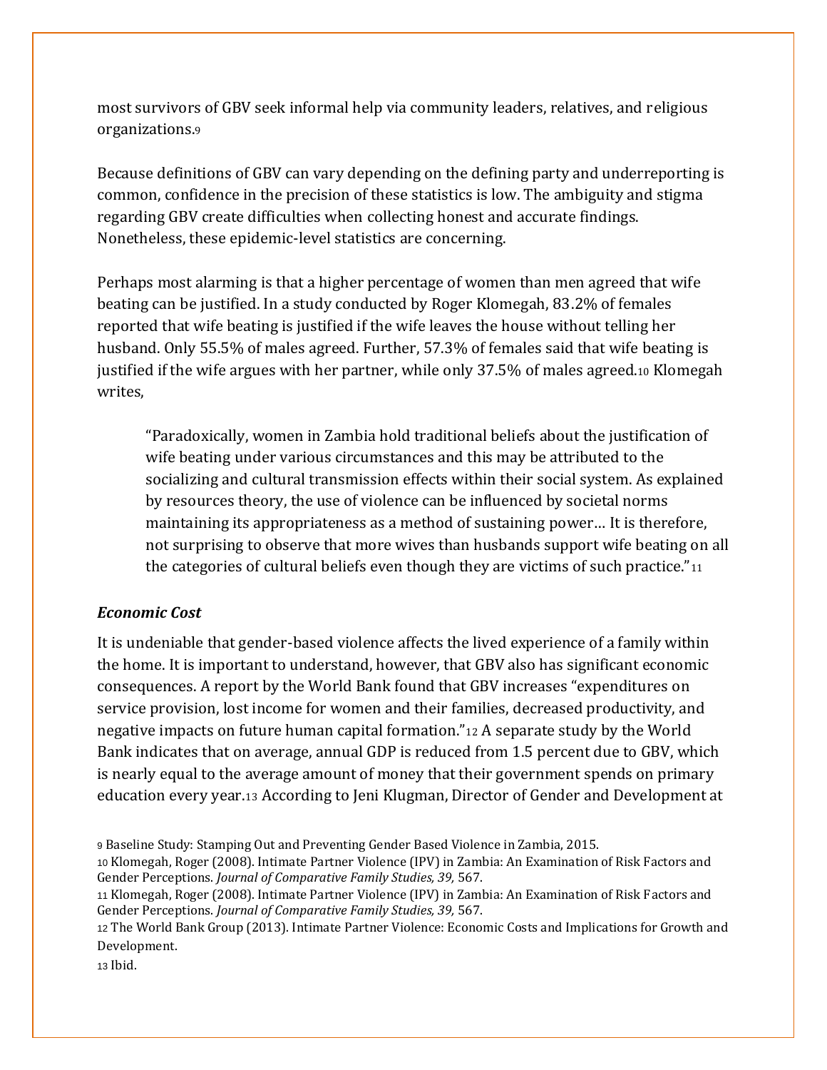most survivors of GBV seek informal help via community leaders, relatives, and religious organizations.[9]

Because definitions of GBV can vary depending on the defining party and underreporting is common, confidence in the precision of these statistics is low. The ambiguity and stigma regarding GBV create difficulties when collecting honest and accurate findings. Nonetheless, these epidemic-level statistics are concerning.

Perhaps most alarming is that a higher percentage of women than men agreed that wife beating can be justified. In a study conducted by Roger Klomegah, 83.2% of females reported that wife beating is justified if the wife leaves the house without telling her husband. Only 55.5% of males agreed. Further, 57.3% of females said that wife beating is justified if the wife argues with her partner, while only 37.5% of males agreed.[10] Klomegah writes,

> "Paradoxically, women in Zambia hold traditional beliefs about the justification of wife beating under various circumstances and this may be attributed to the socializing and cultural transmission effects within their social system. As explained by resources theory, the use of violence can be influenced by societal norms maintaining its appropriateness as a method of sustaining power… It is therefore, not surprising to observe that more wives than husbands support wife beating on all the categories of cultural beliefs even though they are victims of such practice."[11]

### *Economic Cost*

It is undeniable that gender-based violence affects the lived experience of a family within the home. It is important to understand, however, that GBV also has significant economic consequences. A report by the World Bank found that GBV increases "expenditures on service provision, lost income for women and their families, decreased productivity, and negative impacts on future human capital formation."[12] A separate study by the World Bank indicates that on average, annual GDP is reduced from 1.5 percent due to GBV, which is nearly equal to the average amount of money that their government spends on primary education every year.[13] According to Jeni Klugman, Director of Gender and Development at

[9] Baseline Study: Stamping Out and Preventing Gender Based Violence in Zambia, 2015.

[10] Klomegah, Roger (2008). Intimate Partner Violence (IPV) in Zambia: An Examination of Risk Factors and Gender Perceptions. *Journal of Comparative Family Studies, 39,* 567.

[11] Klomegah, Roger (2008). Intimate Partner Violence (IPV) in Zambia: An Examination of Risk Factors and Gender Perceptions. *Journal of Comparative Family Studies, 39,* 567.

[12] The World Bank Group (2013). Intimate Partner Violence: Economic Costs and Implications for Growth and Development.

[13] Ibid.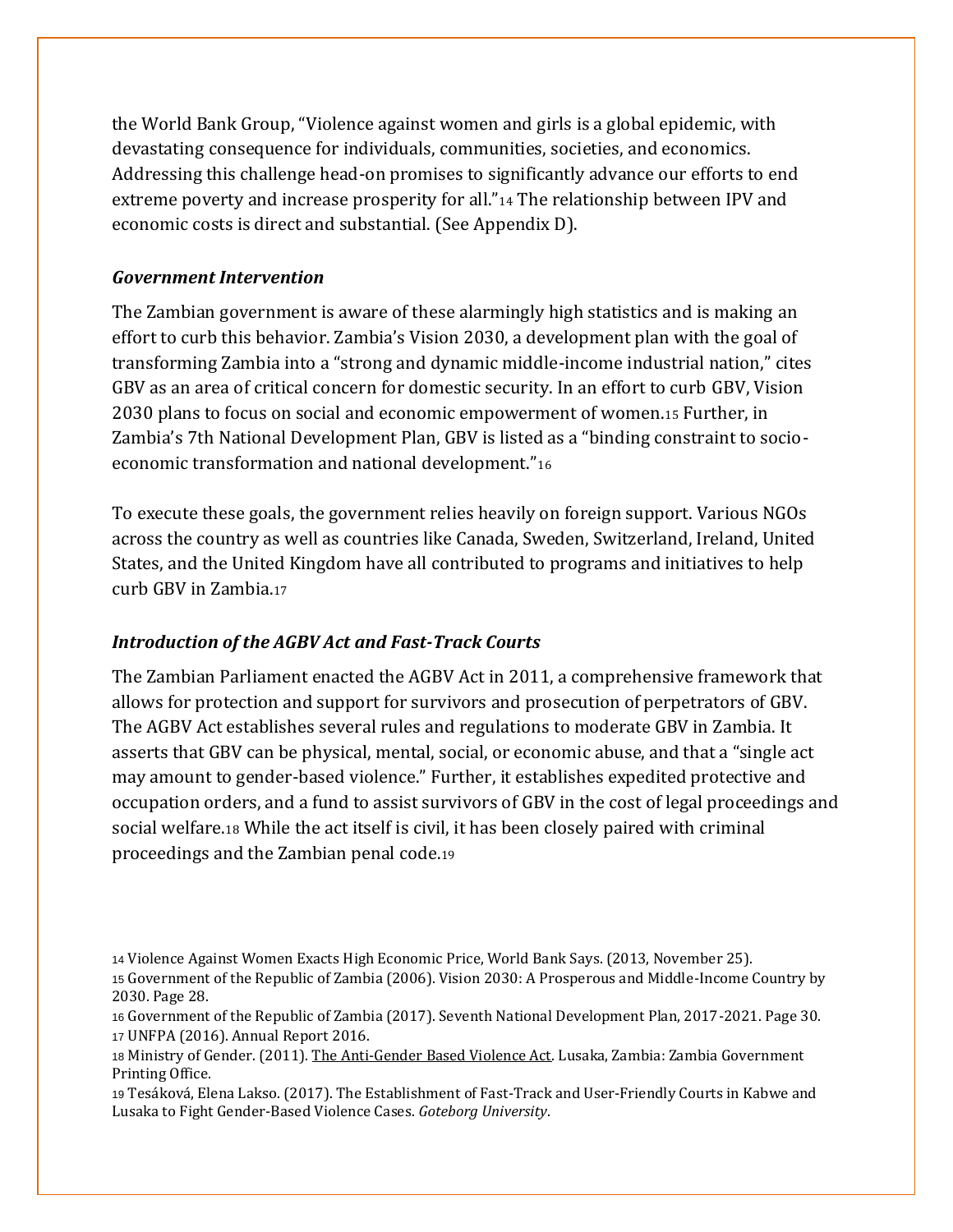the World Bank Group, "Violence against women and girls is a global epidemic, with devastating consequence for individuals, communities, societies, and economics. Addressing this challenge head-on promises to significantly advance our efforts to end extreme poverty and increase prosperity for all."[14] The relationship between IPV and economic costs is direct and substantial. (See Appendix D).

### *Government Intervention*

The Zambian government is aware of these alarmingly high statistics and is making an effort to curb this behavior. Zambia's Vision 2030, a development plan with the goal of transforming Zambia into a "strong and dynamic middle-income industrial nation," cites GBV as an area of critical concern for domestic security. In an effort to curb GBV, Vision 2030 plans to focus on social and economic empowerment of women.[15] Further, in Zambia's 7th National Development Plan, GBV is listed as a "binding constraint to socio-economic transformation and national development."[16]

To execute these goals, the government relies heavily on foreign support. Various NGOs across the country as well as countries like Canada, Sweden, Switzerland, Ireland, United States, and the United Kingdom have all contributed to programs and initiatives to help curb GBV in Zambia.[17]

### *Introduction of the AGBV Act and Fast-Track Courts*

The Zambian Parliament enacted the AGBV Act in 2011, a comprehensive framework that allows for protection and support for survivors and prosecution of perpetrators of GBV. The AGBV Act establishes several rules and regulations to moderate GBV in Zambia. It asserts that GBV can be physical, mental, social, or economic abuse, and that a "single act may amount to gender-based violence." Further, it establishes expedited protective and occupation orders, and a fund to assist survivors of GBV in the cost of legal proceedings and social welfare.[18] While the act itself is civil, it has been closely paired with criminal proceedings and the Zambian penal code.[19]

---

[14] Violence Against Women Exacts High Economic Price, World Bank Says. (2013, November 25).

[15] Government of the Republic of Zambia (2006). Vision 2030: A Prosperous and Middle-Income Country by 2030. Page 28.

[16] Government of the Republic of Zambia (2017). Seventh National Development Plan, 2017-2021. Page 30.

[17] UNFPA (2016). Annual Report 2016.

[18] Ministry of Gender. (2011). The Anti-Gender Based Violence Act. Lusaka, Zambia: Zambia Government Printing Office.

[19] Tesáková, Elena Lakso. (2017). The Establishment of Fast-Track and User-Friendly Courts in Kabwe and Lusaka to Fight Gender-Based Violence Cases. *Goteborg University*.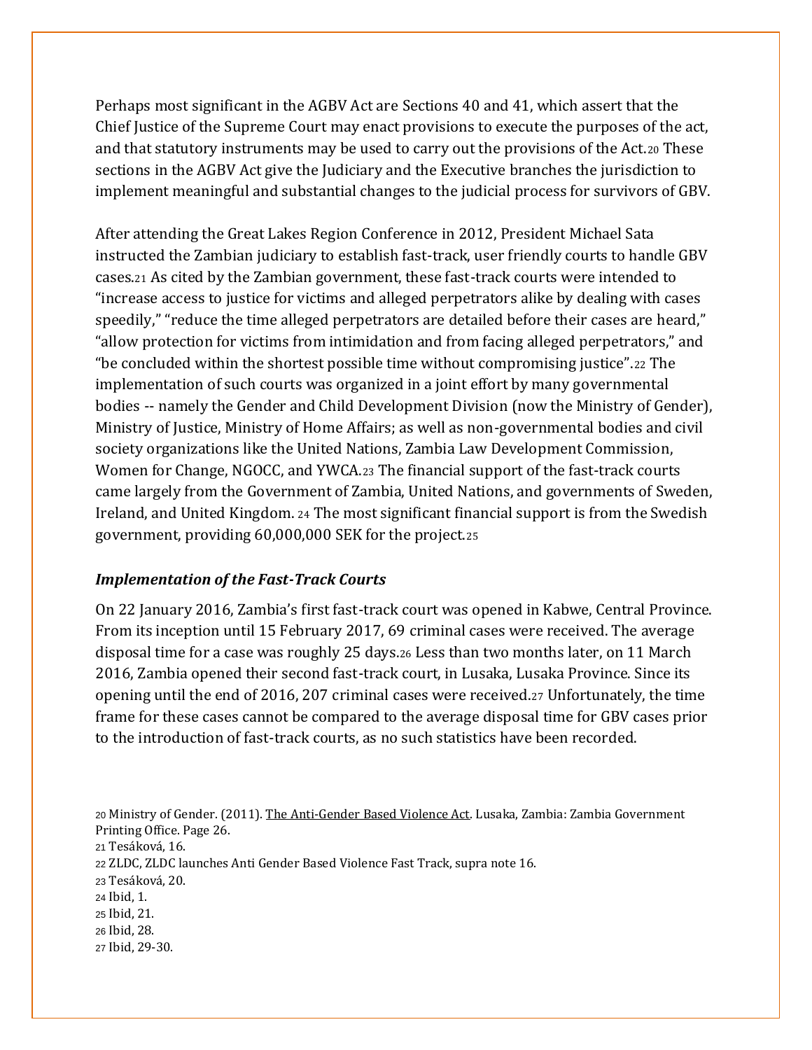Perhaps most significant in the AGBV Act are Sections 40 and 41, which assert that the Chief Justice of the Supreme Court may enact provisions to execute the purposes of the act, and that statutory instruments may be used to carry out the provisions of the Act.[20] These sections in the AGBV Act give the Judiciary and the Executive branches the jurisdiction to implement meaningful and substantial changes to the judicial process for survivors of GBV.

After attending the Great Lakes Region Conference in 2012, President Michael Sata instructed the Zambian judiciary to establish fast-track, user friendly courts to handle GBV cases.[21] As cited by the Zambian government, these fast-track courts were intended to "increase access to justice for victims and alleged perpetrators alike by dealing with cases speedily," "reduce the time alleged perpetrators are detailed before their cases are heard," "allow protection for victims from intimidation and from facing alleged perpetrators," and "be concluded within the shortest possible time without compromising justice".[22] The implementation of such courts was organized in a joint effort by many governmental bodies -- namely the Gender and Child Development Division (now the Ministry of Gender), Ministry of Justice, Ministry of Home Affairs; as well as non-governmental bodies and civil society organizations like the United Nations, Zambia Law Development Commission, Women for Change, NGOCC, and YWCA.[23] The financial support of the fast-track courts came largely from the Government of Zambia, United Nations, and governments of Sweden, Ireland, and United Kingdom. [24] The most significant financial support is from the Swedish government, providing 60,000,000 SEK for the project.[25]

### *Implementation of the Fast-Track Courts*

On 22 January 2016, Zambia's first fast-track court was opened in Kabwe, Central Province. From its inception until 15 February 2017, 69 criminal cases were received. The average disposal time for a case was roughly 25 days.[26] Less than two months later, on 11 March 2016, Zambia opened their second fast-track court, in Lusaka, Lusaka Province. Since its opening until the end of 2016, 207 criminal cases were received.[27] Unfortunately, the time frame for these cases cannot be compared to the average disposal time for GBV cases prior to the introduction of fast-track courts, as no such statistics have been recorded.

[20] Ministry of Gender. (2011). The Anti-Gender Based Violence Act. Lusaka, Zambia: Zambia Government Printing Office. Page 26.
[21] Tesáková, 16.
[22] ZLDC, ZLDC launches Anti Gender Based Violence Fast Track, supra note 16.
[23] Tesáková, 20.
[24] Ibid, 1.
[25] Ibid, 21.
[26] Ibid, 28.
[27] Ibid, 29-30.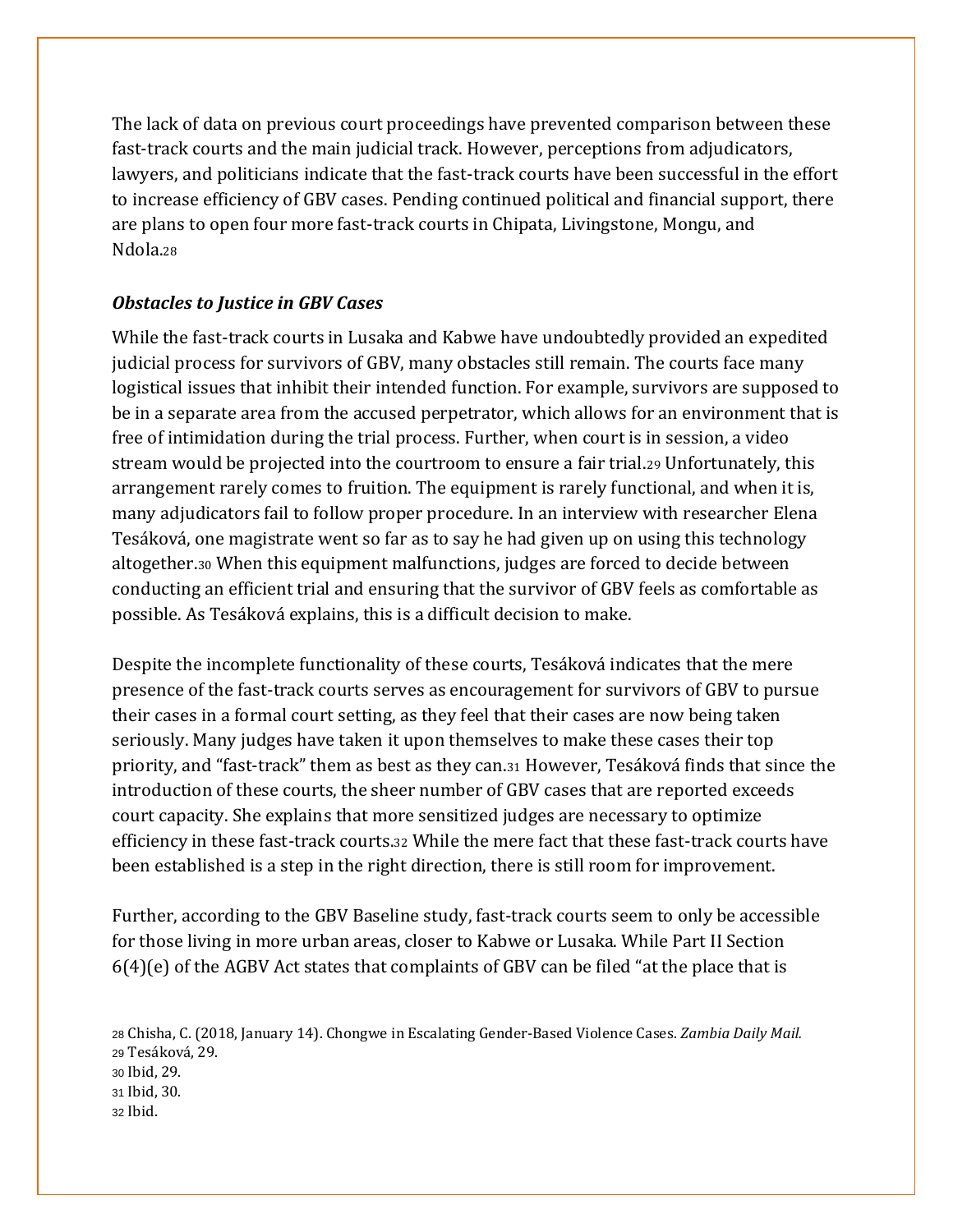The lack of data on previous court proceedings have prevented comparison between these fast-track courts and the main judicial track. However, perceptions from adjudicators, lawyers, and politicians indicate that the fast-track courts have been successful in the effort to increase efficiency of GBV cases. Pending continued political and financial support, there are plans to open four more fast-track courts in Chipata, Livingstone, Mongu, and Ndola.[28]

### *Obstacles to Justice in GBV Cases*

While the fast-track courts in Lusaka and Kabwe have undoubtedly provided an expedited judicial process for survivors of GBV, many obstacles still remain. The courts face many logistical issues that inhibit their intended function. For example, survivors are supposed to be in a separate area from the accused perpetrator, which allows for an environment that is free of intimidation during the trial process. Further, when court is in session, a video stream would be projected into the courtroom to ensure a fair trial.[29] Unfortunately, this arrangement rarely comes to fruition. The equipment is rarely functional, and when it is, many adjudicators fail to follow proper procedure. In an interview with researcher Elena Tesáková, one magistrate went so far as to say he had given up on using this technology altogether.[30] When this equipment malfunctions, judges are forced to decide between conducting an efficient trial and ensuring that the survivor of GBV feels as comfortable as possible. As Tesáková explains, this is a difficult decision to make.

Despite the incomplete functionality of these courts, Tesáková indicates that the mere presence of the fast-track courts serves as encouragement for survivors of GBV to pursue their cases in a formal court setting, as they feel that their cases are now being taken seriously. Many judges have taken it upon themselves to make these cases their top priority, and "fast-track" them as best as they can.[31] However, Tesáková finds that since the introduction of these courts, the sheer number of GBV cases that are reported exceeds court capacity. She explains that more sensitized judges are necessary to optimize efficiency in these fast-track courts.[32] While the mere fact that these fast-track courts have been established is a step in the right direction, there is still room for improvement.

Further, according to the GBV Baseline study, fast-track courts seem to only be accessible for those living in more urban areas, closer to Kabwe or Lusaka. While Part II Section 6(4)(e) of the AGBV Act states that complaints of GBV can be filed "at the place that is

---

[28] Chisha, C. (2018, January 14). Chongwe in Escalating Gender-Based Violence Cases. *Zambia Daily Mail.*
[29] Tesáková, 29.
[30] Ibid, 29.
[31] Ibid, 30.
[32] Ibid.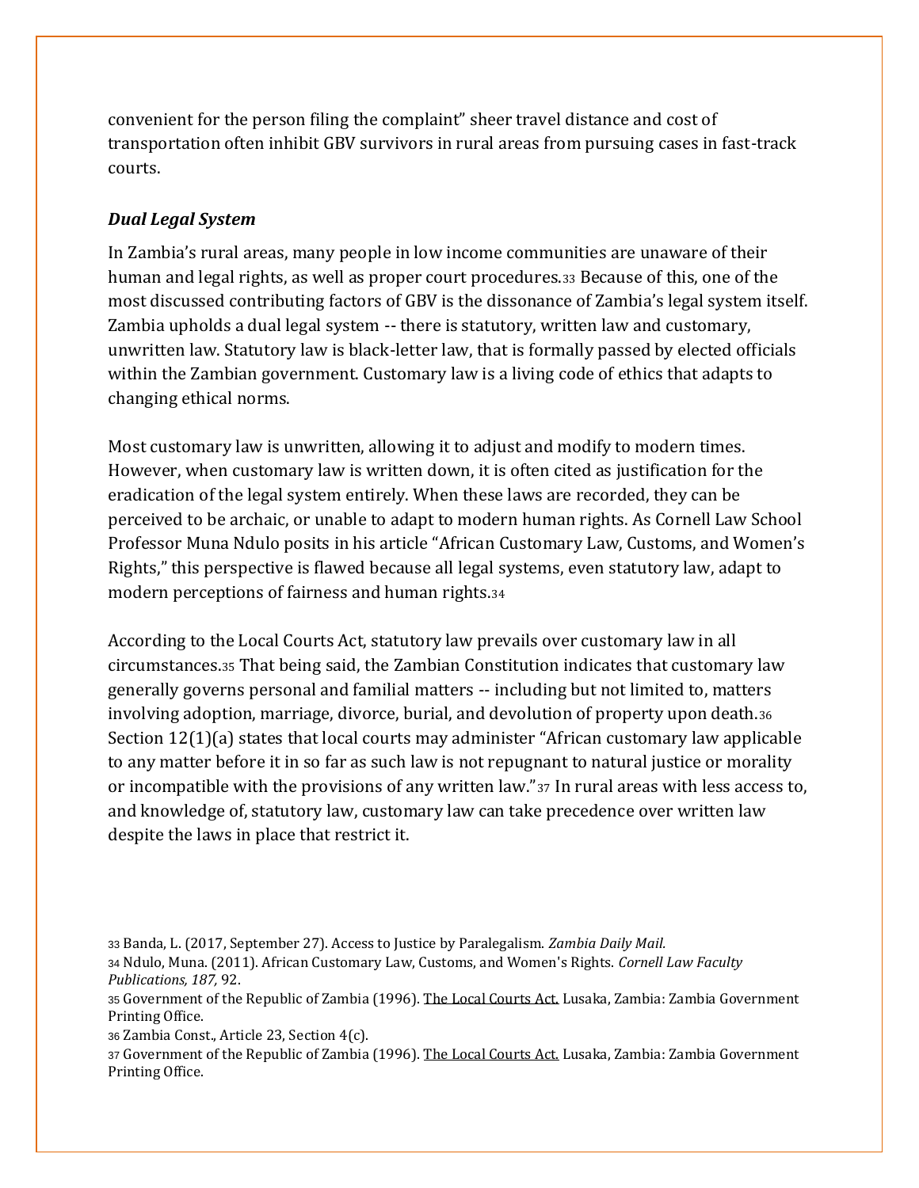convenient for the person filing the complaint" sheer travel distance and cost of transportation often inhibit GBV survivors in rural areas from pursuing cases in fast-track courts.

### *Dual Legal System*

In Zambia's rural areas, many people in low income communities are unaware of their human and legal rights, as well as proper court procedures.[33] Because of this, one of the most discussed contributing factors of GBV is the dissonance of Zambia's legal system itself. Zambia upholds a dual legal system -- there is statutory, written law and customary, unwritten law. Statutory law is black-letter law, that is formally passed by elected officials within the Zambian government. Customary law is a living code of ethics that adapts to changing ethical norms.

Most customary law is unwritten, allowing it to adjust and modify to modern times. However, when customary law is written down, it is often cited as justification for the eradication of the legal system entirely. When these laws are recorded, they can be perceived to be archaic, or unable to adapt to modern human rights. As Cornell Law School Professor Muna Ndulo posits in his article "African Customary Law, Customs, and Women's Rights," this perspective is flawed because all legal systems, even statutory law, adapt to modern perceptions of fairness and human rights.[34]

According to the Local Courts Act, statutory law prevails over customary law in all circumstances.[35] That being said, the Zambian Constitution indicates that customary law generally governs personal and familial matters -- including but not limited to, matters involving adoption, marriage, divorce, burial, and devolution of property upon death.[36] Section 12(1)(a) states that local courts may administer "African customary law applicable to any matter before it in so far as such law is not repugnant to natural justice or morality or incompatible with the provisions of any written law."[37] In rural areas with less access to, and knowledge of, statutory law, customary law can take precedence over written law despite the laws in place that restrict it.

---

[33] Banda, L. (2017, September 27). Access to Justice by Paralegalism. *Zambia Daily Mail.*

[34] Ndulo, Muna. (2011). African Customary Law, Customs, and Women's Rights. *Cornell Law Faculty Publications, 187,* 92.

[35] Government of the Republic of Zambia (1996). The Local Courts Act. Lusaka, Zambia: Zambia Government Printing Office.

[36] Zambia Const., Article 23, Section 4(c).

[37] Government of the Republic of Zambia (1996). The Local Courts Act. Lusaka, Zambia: Zambia Government Printing Office.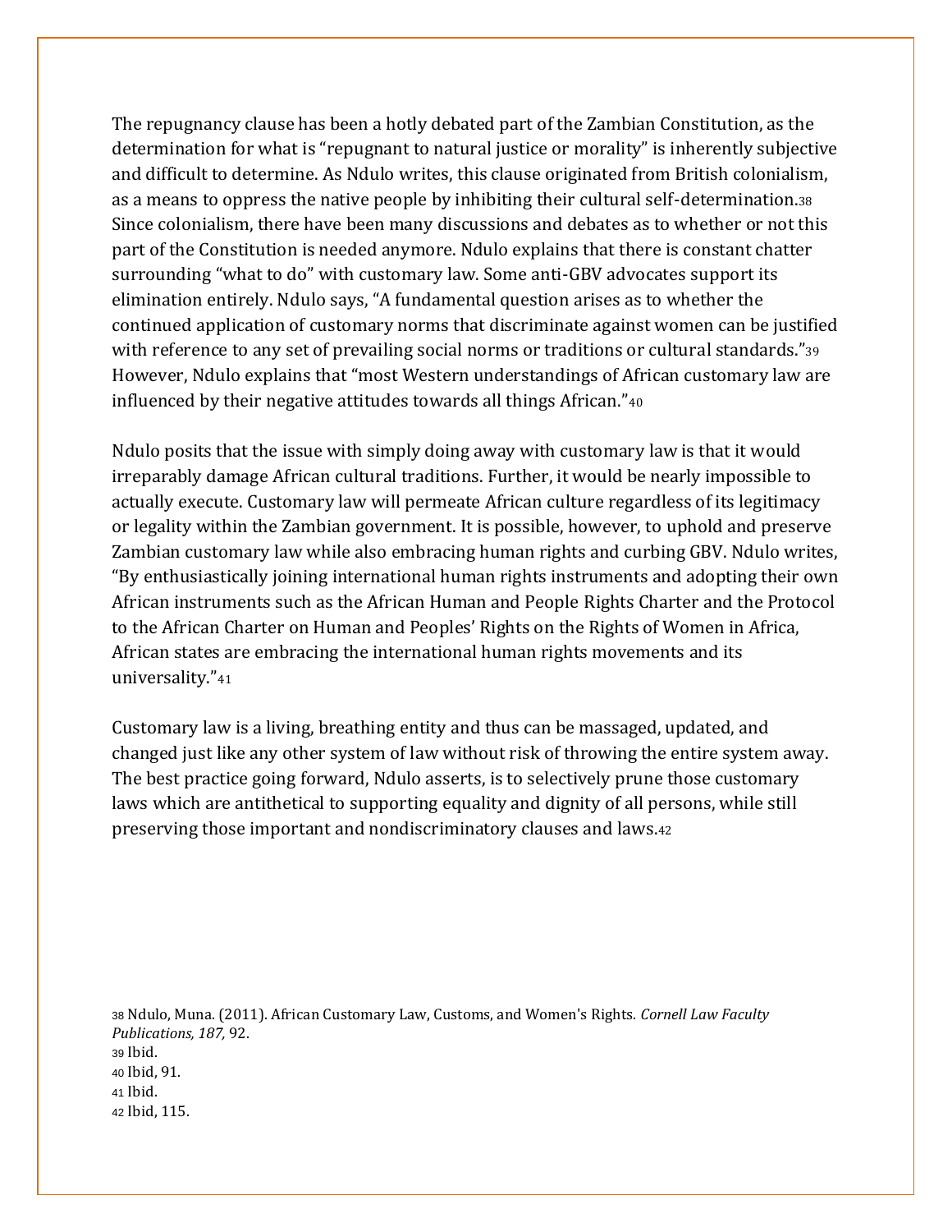The repugnancy clause has been a hotly debated part of the Zambian Constitution, as the determination for what is "repugnant to natural justice or morality" is inherently subjective and difficult to determine. As Ndulo writes, this clause originated from British colonialism, as a means to oppress the native people by inhibiting their cultural self-determination.[38] Since colonialism, there have been many discussions and debates as to whether or not this part of the Constitution is needed anymore. Ndulo explains that there is constant chatter surrounding "what to do" with customary law. Some anti-GBV advocates support its elimination entirely. Ndulo says, "A fundamental question arises as to whether the continued application of customary norms that discriminate against women can be justified with reference to any set of prevailing social norms or traditions or cultural standards."[39] However, Ndulo explains that "most Western understandings of African customary law are influenced by their negative attitudes towards all things African."[40]

Ndulo posits that the issue with simply doing away with customary law is that it would irreparably damage African cultural traditions. Further, it would be nearly impossible to actually execute. Customary law will permeate African culture regardless of its legitimacy or legality within the Zambian government. It is possible, however, to uphold and preserve Zambian customary law while also embracing human rights and curbing GBV. Ndulo writes, "By enthusiastically joining international human rights instruments and adopting their own African instruments such as the African Human and People Rights Charter and the Protocol to the African Charter on Human and Peoples' Rights on the Rights of Women in Africa, African states are embracing the international human rights movements and its universality."[41]

Customary law is a living, breathing entity and thus can be massaged, updated, and changed just like any other system of law without risk of throwing the entire system away. The best practice going forward, Ndulo asserts, is to selectively prune those customary laws which are antithetical to supporting equality and dignity of all persons, while still preserving those important and nondiscriminatory clauses and laws.[42]

[38] Ndulo, Muna. (2011). African Customary Law, Customs, and Women's Rights. *Cornell Law Faculty Publications, 187,* 92.
[39] Ibid.
[40] Ibid, 91.
[41] Ibid.
[42] Ibid, 115.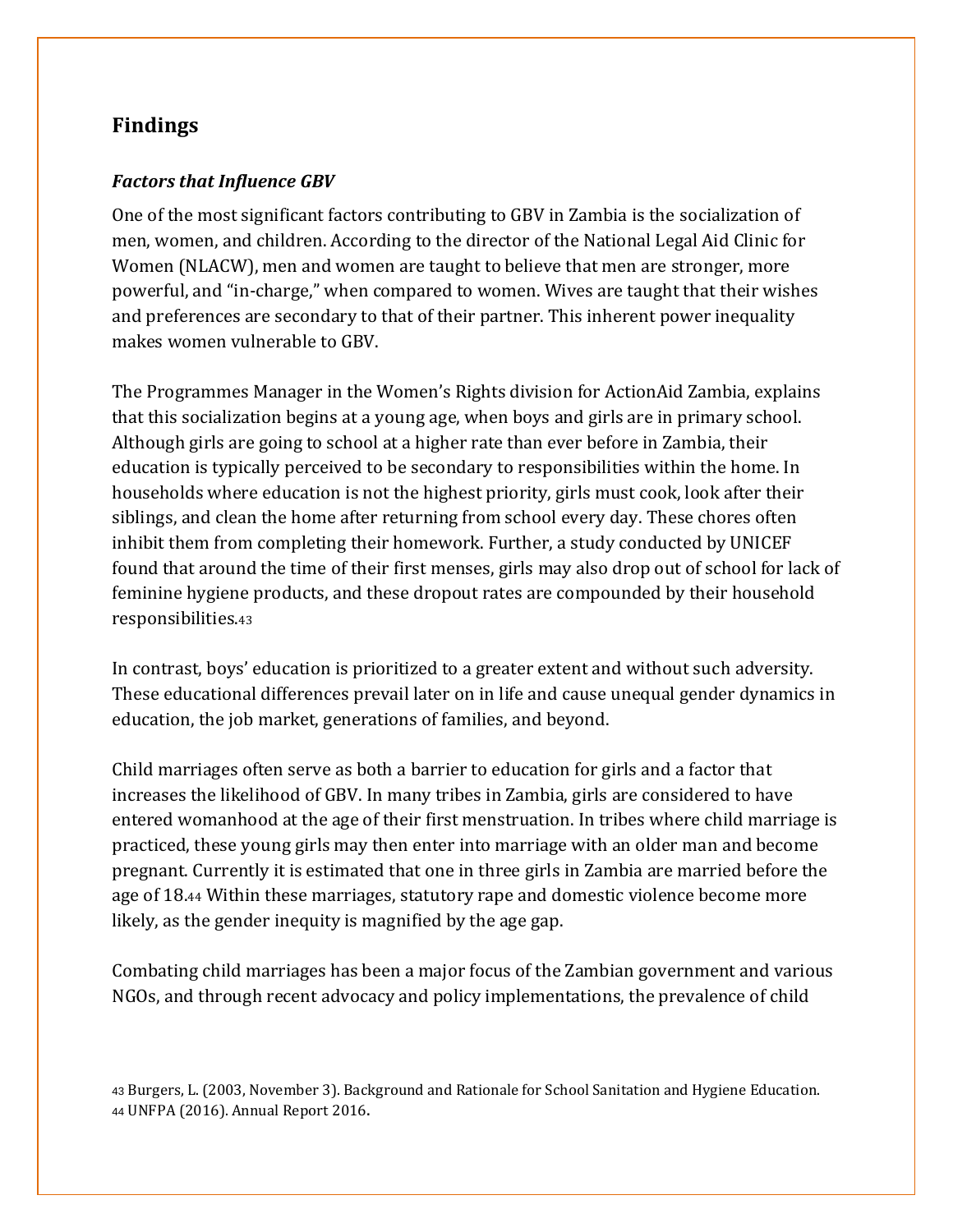## Findings

### *Factors that Influence GBV*

One of the most significant factors contributing to GBV in Zambia is the socialization of men, women, and children. According to the director of the National Legal Aid Clinic for Women (NLACW), men and women are taught to believe that men are stronger, more powerful, and "in-charge," when compared to women. Wives are taught that their wishes and preferences are secondary to that of their partner. This inherent power inequality makes women vulnerable to GBV.

The Programmes Manager in the Women's Rights division for ActionAid Zambia, explains that this socialization begins at a young age, when boys and girls are in primary school. Although girls are going to school at a higher rate than ever before in Zambia, their education is typically perceived to be secondary to responsibilities within the home. In households where education is not the highest priority, girls must cook, look after their siblings, and clean the home after returning from school every day. These chores often inhibit them from completing their homework. Further, a study conducted by UNICEF found that around the time of their first menses, girls may also drop out of school for lack of feminine hygiene products, and these dropout rates are compounded by their household responsibilities.[43]

In contrast, boys' education is prioritized to a greater extent and without such adversity. These educational differences prevail later on in life and cause unequal gender dynamics in education, the job market, generations of families, and beyond.

Child marriages often serve as both a barrier to education for girls and a factor that increases the likelihood of GBV. In many tribes in Zambia, girls are considered to have entered womanhood at the age of their first menstruation. In tribes where child marriage is practiced, these young girls may then enter into marriage with an older man and become pregnant. Currently it is estimated that one in three girls in Zambia are married before the age of 18.[44] Within these marriages, statutory rape and domestic violence become more likely, as the gender inequity is magnified by the age gap.

Combating child marriages has been a major focus of the Zambian government and various NGOs, and through recent advocacy and policy implementations, the prevalence of child

[43] Burgers, L. (2003, November 3). Background and Rationale for School Sanitation and Hygiene Education.
[44] UNFPA (2016). Annual Report 2016.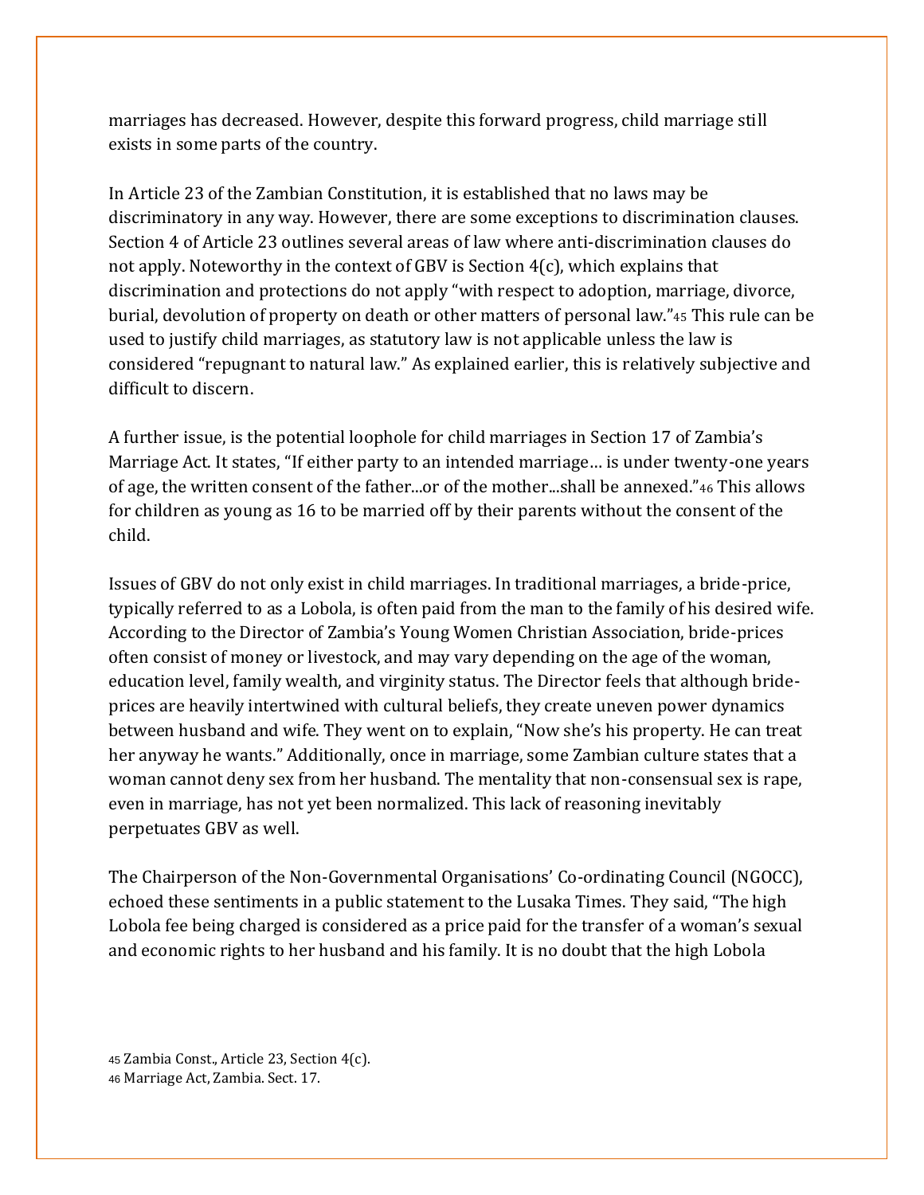marriages has decreased. However, despite this forward progress, child marriage still exists in some parts of the country.

In Article 23 of the Zambian Constitution, it is established that no laws may be discriminatory in any way. However, there are some exceptions to discrimination clauses. Section 4 of Article 23 outlines several areas of law where anti-discrimination clauses do not apply. Noteworthy in the context of GBV is Section 4(c), which explains that discrimination and protections do not apply "with respect to adoption, marriage, divorce, burial, devolution of property on death or other matters of personal law."[45] This rule can be used to justify child marriages, as statutory law is not applicable unless the law is considered "repugnant to natural law." As explained earlier, this is relatively subjective and difficult to discern.

A further issue, is the potential loophole for child marriages in Section 17 of Zambia's Marriage Act. It states, "If either party to an intended marriage… is under twenty-one years of age, the written consent of the father...or of the mother...shall be annexed."[46] This allows for children as young as 16 to be married off by their parents without the consent of the child.

Issues of GBV do not only exist in child marriages. In traditional marriages, a bride-price, typically referred to as a Lobola, is often paid from the man to the family of his desired wife. According to the Director of Zambia's Young Women Christian Association, bride-prices often consist of money or livestock, and may vary depending on the age of the woman, education level, family wealth, and virginity status. The Director feels that although bride-prices are heavily intertwined with cultural beliefs, they create uneven power dynamics between husband and wife. They went on to explain, "Now she's his property. He can treat her anyway he wants." Additionally, once in marriage, some Zambian culture states that a woman cannot deny sex from her husband. The mentality that non-consensual sex is rape, even in marriage, has not yet been normalized. This lack of reasoning inevitably perpetuates GBV as well.

The Chairperson of the Non-Governmental Organisations' Co-ordinating Council (NGOCC), echoed these sentiments in a public statement to the Lusaka Times. They said, "The high Lobola fee being charged is considered as a price paid for the transfer of a woman's sexual and economic rights to her husband and his family. It is no doubt that the high Lobola

[45] Zambia Const., Article 23, Section 4(c).
[46] Marriage Act, Zambia. Sect. 17.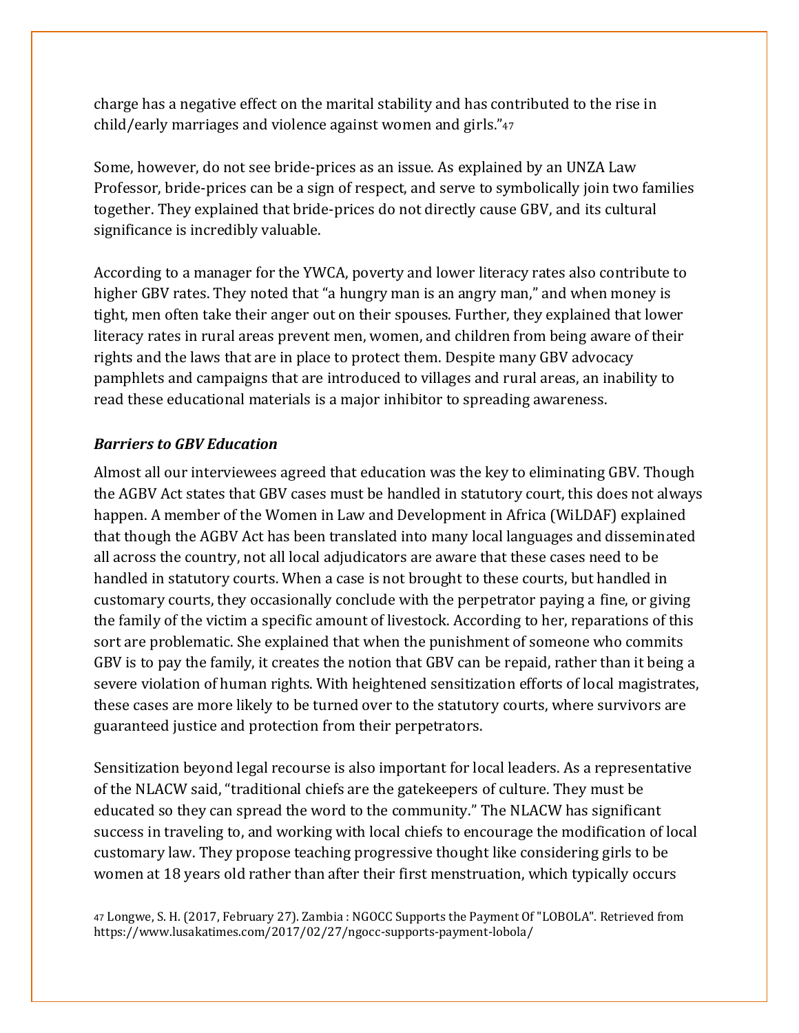charge has a negative effect on the marital stability and has contributed to the rise in child/early marriages and violence against women and girls."[47]

Some, however, do not see bride-prices as an issue. As explained by an UNZA Law Professor, bride-prices can be a sign of respect, and serve to symbolically join two families together. They explained that bride-prices do not directly cause GBV, and its cultural significance is incredibly valuable.

According to a manager for the YWCA, poverty and lower literacy rates also contribute to higher GBV rates. They noted that "a hungry man is an angry man," and when money is tight, men often take their anger out on their spouses. Further, they explained that lower literacy rates in rural areas prevent men, women, and children from being aware of their rights and the laws that are in place to protect them. Despite many GBV advocacy pamphlets and campaigns that are introduced to villages and rural areas, an inability to read these educational materials is a major inhibitor to spreading awareness.

### *Barriers to GBV Education*

Almost all our interviewees agreed that education was the key to eliminating GBV. Though the AGBV Act states that GBV cases must be handled in statutory court, this does not always happen. A member of the Women in Law and Development in Africa (WiLDAF) explained that though the AGBV Act has been translated into many local languages and disseminated all across the country, not all local adjudicators are aware that these cases need to be handled in statutory courts. When a case is not brought to these courts, but handled in customary courts, they occasionally conclude with the perpetrator paying a fine, or giving the family of the victim a specific amount of livestock. According to her, reparations of this sort are problematic. She explained that when the punishment of someone who commits GBV is to pay the family, it creates the notion that GBV can be repaid, rather than it being a severe violation of human rights. With heightened sensitization efforts of local magistrates, these cases are more likely to be turned over to the statutory courts, where survivors are guaranteed justice and protection from their perpetrators.

Sensitization beyond legal recourse is also important for local leaders. As a representative of the NLACW said, "traditional chiefs are the gatekeepers of culture. They must be educated so they can spread the word to the community." The NLACW has significant success in traveling to, and working with local chiefs to encourage the modification of local customary law. They propose teaching progressive thought like considering girls to be women at 18 years old rather than after their first menstruation, which typically occurs

[47] Longwe, S. H. (2017, February 27). Zambia : NGOCC Supports the Payment Of "LOBOLA". Retrieved from https://www.lusakatimes.com/2017/02/27/ngocc-supports-payment-lobola/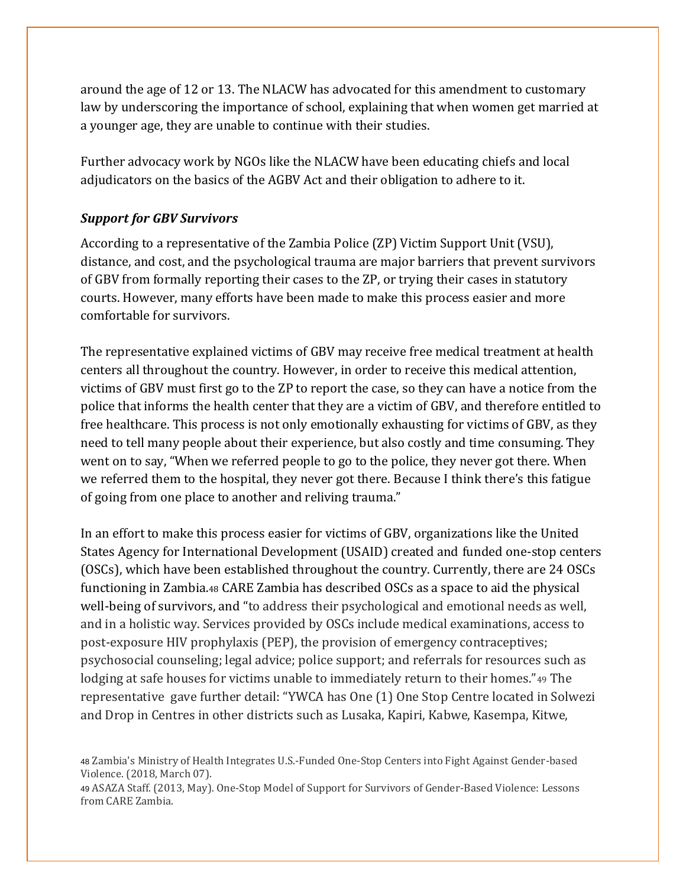around the age of 12 or 13. The NLACW has advocated for this amendment to customary law by underscoring the importance of school, explaining that when women get married at a younger age, they are unable to continue with their studies.

Further advocacy work by NGOs like the NLACW have been educating chiefs and local adjudicators on the basics of the AGBV Act and their obligation to adhere to it.

***Support for GBV Survivors***

According to a representative of the Zambia Police (ZP) Victim Support Unit (VSU), distance, and cost, and the psychological trauma are major barriers that prevent survivors of GBV from formally reporting their cases to the ZP, or trying their cases in statutory courts. However, many efforts have been made to make this process easier and more comfortable for survivors.

The representative explained victims of GBV may receive free medical treatment at health centers all throughout the country. However, in order to receive this medical attention, victims of GBV must first go to the ZP to report the case, so they can have a notice from the police that informs the health center that they are a victim of GBV, and therefore entitled to free healthcare. This process is not only emotionally exhausting for victims of GBV, as they need to tell many people about their experience, but also costly and time consuming. They went on to say, "When we referred people to go to the police, they never got there. When we referred them to the hospital, they never got there. Because I think there's this fatigue of going from one place to another and reliving trauma."

In an effort to make this process easier for victims of GBV, organizations like the United States Agency for International Development (USAID) created and funded one-stop centers (OSCs), which have been established throughout the country. Currently, there are 24 OSCs functioning in Zambia.[48] CARE Zambia has described OSCs as a space to aid the physical well-being of survivors, and "to address their psychological and emotional needs as well, and in a holistic way. Services provided by OSCs include medical examinations, access to post-exposure HIV prophylaxis (PEP), the provision of emergency contraceptives; psychosocial counseling; legal advice; police support; and referrals for resources such as lodging at safe houses for victims unable to immediately return to their homes."[49] The representative gave further detail: "YWCA has One (1) One Stop Centre located in Solwezi and Drop in Centres in other districts such as Lusaka, Kapiri, Kabwe, Kasempa, Kitwe,

[48] Zambia's Ministry of Health Integrates U.S.-Funded One-Stop Centers into Fight Against Gender-based Violence. (2018, March 07).

[49] ASAZA Staff. (2013, May). One-Stop Model of Support for Survivors of Gender-Based Violence: Lessons from CARE Zambia.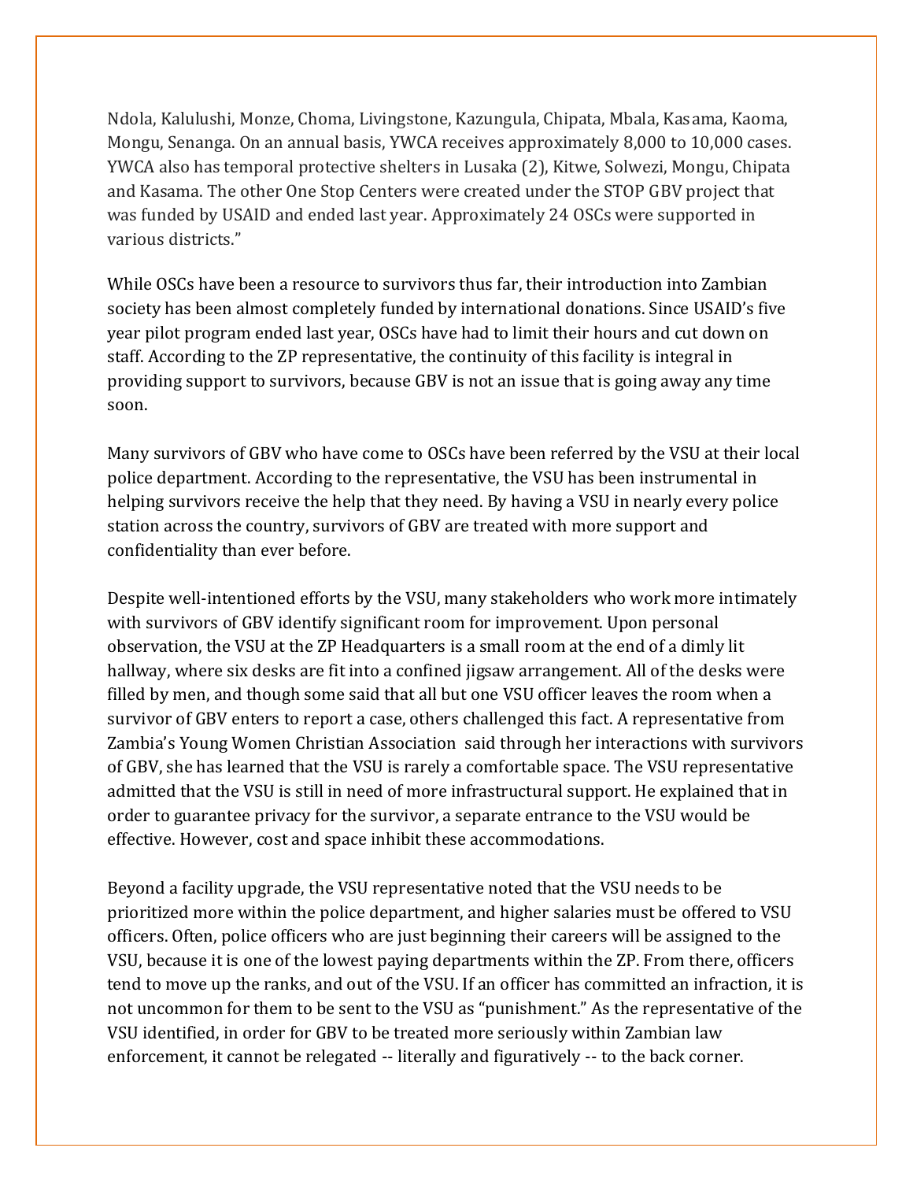Ndola, Kalulushi, Monze, Choma, Livingstone, Kazungula, Chipata, Mbala, Kasama, Kaoma, Mongu, Senanga. On an annual basis, YWCA receives approximately 8,000 to 10,000 cases. YWCA also has temporal protective shelters in Lusaka (2), Kitwe, Solwezi, Mongu, Chipata and Kasama. The other One Stop Centers were created under the STOP GBV project that was funded by USAID and ended last year. Approximately 24 OSCs were supported in various districts."

While OSCs have been a resource to survivors thus far, their introduction into Zambian society has been almost completely funded by international donations. Since USAID's five year pilot program ended last year, OSCs have had to limit their hours and cut down on staff. According to the ZP representative, the continuity of this facility is integral in providing support to survivors, because GBV is not an issue that is going away any time soon.

Many survivors of GBV who have come to OSCs have been referred by the VSU at their local police department. According to the representative, the VSU has been instrumental in helping survivors receive the help that they need. By having a VSU in nearly every police station across the country, survivors of GBV are treated with more support and confidentiality than ever before.

Despite well-intentioned efforts by the VSU, many stakeholders who work more intimately with survivors of GBV identify significant room for improvement. Upon personal observation, the VSU at the ZP Headquarters is a small room at the end of a dimly lit hallway, where six desks are fit into a confined jigsaw arrangement. All of the desks were filled by men, and though some said that all but one VSU officer leaves the room when a survivor of GBV enters to report a case, others challenged this fact. A representative from Zambia's Young Women Christian Association said through her interactions with survivors of GBV, she has learned that the VSU is rarely a comfortable space. The VSU representative admitted that the VSU is still in need of more infrastructural support. He explained that in order to guarantee privacy for the survivor, a separate entrance to the VSU would be effective. However, cost and space inhibit these accommodations.

Beyond a facility upgrade, the VSU representative noted that the VSU needs to be prioritized more within the police department, and higher salaries must be offered to VSU officers. Often, police officers who are just beginning their careers will be assigned to the VSU, because it is one of the lowest paying departments within the ZP. From there, officers tend to move up the ranks, and out of the VSU. If an officer has committed an infraction, it is not uncommon for them to be sent to the VSU as "punishment." As the representative of the VSU identified, in order for GBV to be treated more seriously within Zambian law enforcement, it cannot be relegated -- literally and figuratively -- to the back corner.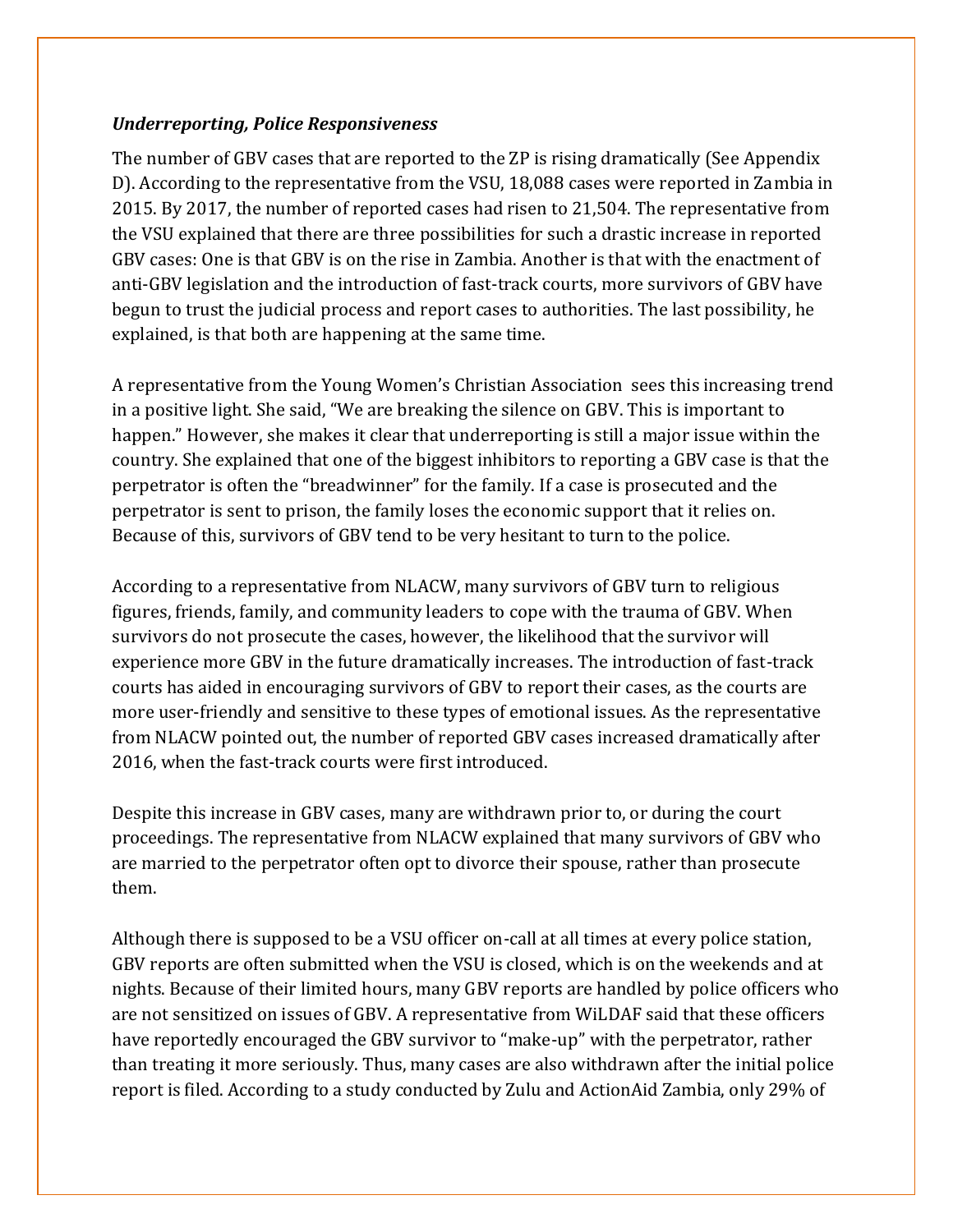***Underreporting, Police Responsiveness***

The number of GBV cases that are reported to the ZP is rising dramatically (See Appendix D). According to the representative from the VSU, 18,088 cases were reported in Zambia in 2015. By 2017, the number of reported cases had risen to 21,504. The representative from the VSU explained that there are three possibilities for such a drastic increase in reported GBV cases: One is that GBV is on the rise in Zambia. Another is that with the enactment of anti-GBV legislation and the introduction of fast-track courts, more survivors of GBV have begun to trust the judicial process and report cases to authorities. The last possibility, he explained, is that both are happening at the same time.

A representative from the Young Women's Christian Association sees this increasing trend in a positive light. She said, "We are breaking the silence on GBV. This is important to happen." However, she makes it clear that underreporting is still a major issue within the country. She explained that one of the biggest inhibitors to reporting a GBV case is that the perpetrator is often the "breadwinner" for the family. If a case is prosecuted and the perpetrator is sent to prison, the family loses the economic support that it relies on. Because of this, survivors of GBV tend to be very hesitant to turn to the police.

According to a representative from NLACW, many survivors of GBV turn to religious figures, friends, family, and community leaders to cope with the trauma of GBV. When survivors do not prosecute the cases, however, the likelihood that the survivor will experience more GBV in the future dramatically increases. The introduction of fast-track courts has aided in encouraging survivors of GBV to report their cases, as the courts are more user-friendly and sensitive to these types of emotional issues. As the representative from NLACW pointed out, the number of reported GBV cases increased dramatically after 2016, when the fast-track courts were first introduced.

Despite this increase in GBV cases, many are withdrawn prior to, or during the court proceedings. The representative from NLACW explained that many survivors of GBV who are married to the perpetrator often opt to divorce their spouse, rather than prosecute them.

Although there is supposed to be a VSU officer on-call at all times at every police station, GBV reports are often submitted when the VSU is closed, which is on the weekends and at nights. Because of their limited hours, many GBV reports are handled by police officers who are not sensitized on issues of GBV. A representative from WiLDAF said that these officers have reportedly encouraged the GBV survivor to "make-up" with the perpetrator, rather than treating it more seriously. Thus, many cases are also withdrawn after the initial police report is filed. According to a study conducted by Zulu and ActionAid Zambia, only 29% of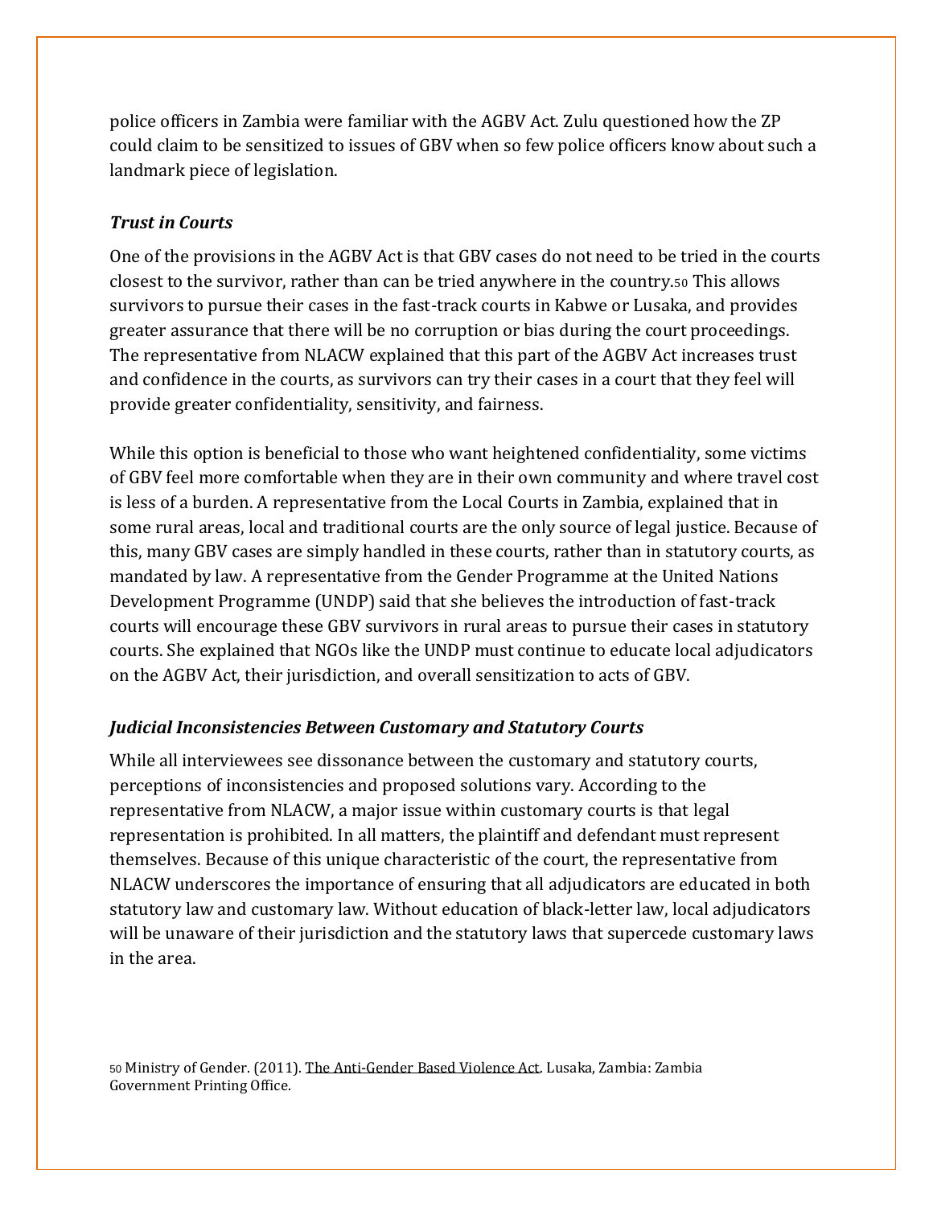police officers in Zambia were familiar with the AGBV Act. Zulu questioned how the ZP could claim to be sensitized to issues of GBV when so few police officers know about such a landmark piece of legislation.

### *Trust in Courts*

One of the provisions in the AGBV Act is that GBV cases do not need to be tried in the courts closest to the survivor, rather than can be tried anywhere in the country.[50] This allows survivors to pursue their cases in the fast-track courts in Kabwe or Lusaka, and provides greater assurance that there will be no corruption or bias during the court proceedings. The representative from NLACW explained that this part of the AGBV Act increases trust and confidence in the courts, as survivors can try their cases in a court that they feel will provide greater confidentiality, sensitivity, and fairness.

While this option is beneficial to those who want heightened confidentiality, some victims of GBV feel more comfortable when they are in their own community and where travel cost is less of a burden. A representative from the Local Courts in Zambia, explained that in some rural areas, local and traditional courts are the only source of legal justice. Because of this, many GBV cases are simply handled in these courts, rather than in statutory courts, as mandated by law. A representative from the Gender Programme at the United Nations Development Programme (UNDP) said that she believes the introduction of fast-track courts will encourage these GBV survivors in rural areas to pursue their cases in statutory courts. She explained that NGOs like the UNDP must continue to educate local adjudicators on the AGBV Act, their jurisdiction, and overall sensitization to acts of GBV.

### *Judicial Inconsistencies Between Customary and Statutory Courts*

While all interviewees see dissonance between the customary and statutory courts, perceptions of inconsistencies and proposed solutions vary. According to the representative from NLACW, a major issue within customary courts is that legal representation is prohibited. In all matters, the plaintiff and defendant must represent themselves. Because of this unique characteristic of the court, the representative from NLACW underscores the importance of ensuring that all adjudicators are educated in both statutory law and customary law. Without education of black-letter law, local adjudicators will be unaware of their jurisdiction and the statutory laws that supercede customary laws in the area.

[50] Ministry of Gender. (2011). The Anti-Gender Based Violence Act. Lusaka, Zambia: Zambia Government Printing Office.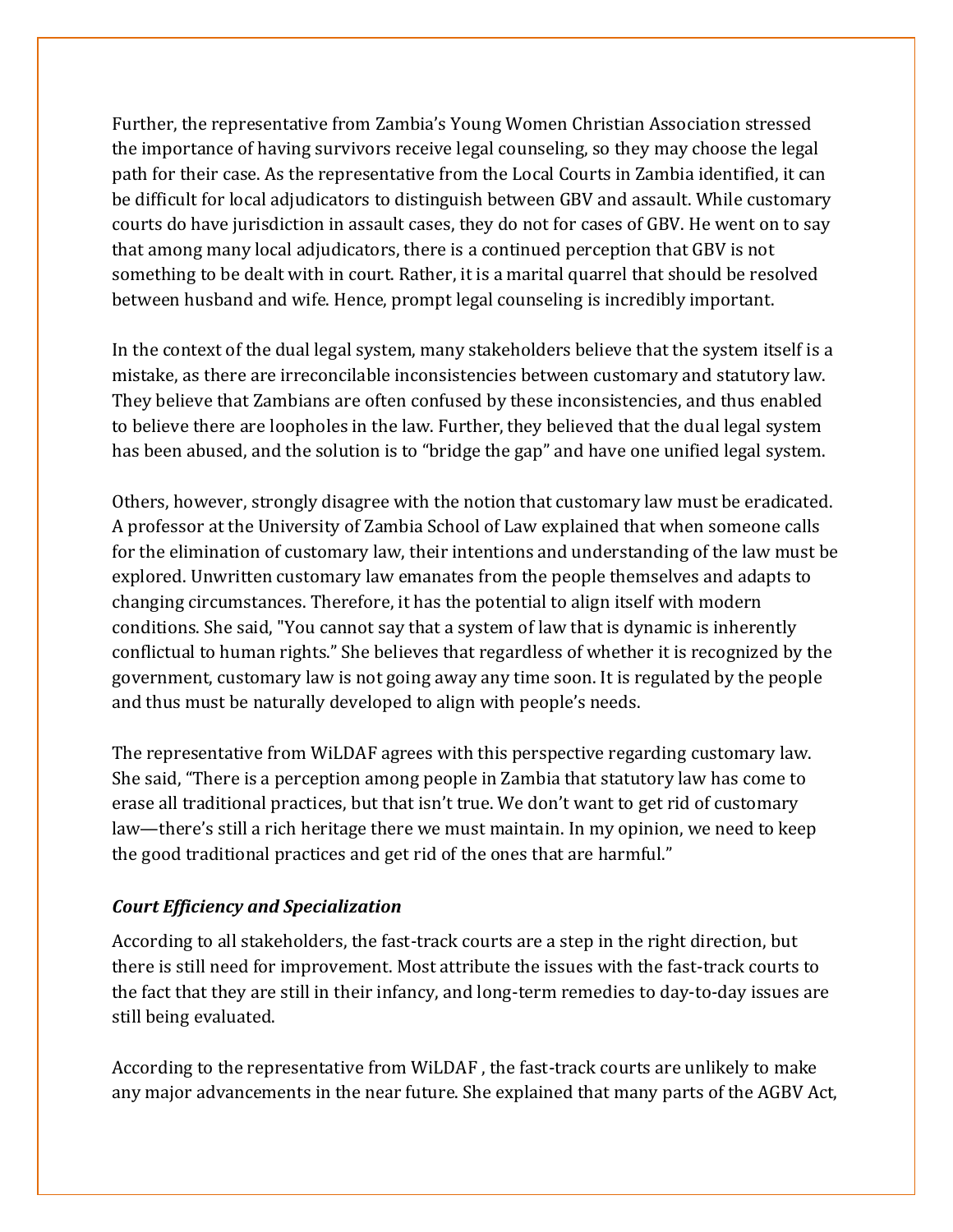Further, the representative from Zambia's Young Women Christian Association stressed the importance of having survivors receive legal counseling, so they may choose the legal path for their case. As the representative from the Local Courts in Zambia identified, it can be difficult for local adjudicators to distinguish between GBV and assault. While customary courts do have jurisdiction in assault cases, they do not for cases of GBV. He went on to say that among many local adjudicators, there is a continued perception that GBV is not something to be dealt with in court. Rather, it is a marital quarrel that should be resolved between husband and wife. Hence, prompt legal counseling is incredibly important.

In the context of the dual legal system, many stakeholders believe that the system itself is a mistake, as there are irreconcilable inconsistencies between customary and statutory law. They believe that Zambians are often confused by these inconsistencies, and thus enabled to believe there are loopholes in the law. Further, they believed that the dual legal system has been abused, and the solution is to "bridge the gap" and have one unified legal system.

Others, however, strongly disagree with the notion that customary law must be eradicated. A professor at the University of Zambia School of Law explained that when someone calls for the elimination of customary law, their intentions and understanding of the law must be explored. Unwritten customary law emanates from the people themselves and adapts to changing circumstances. Therefore, it has the potential to align itself with modern conditions. She said, "You cannot say that a system of law that is dynamic is inherently conflictual to human rights." She believes that regardless of whether it is recognized by the government, customary law is not going away any time soon. It is regulated by the people and thus must be naturally developed to align with people's needs.

The representative from WiLDAF agrees with this perspective regarding customary law. She said, "There is a perception among people in Zambia that statutory law has come to erase all traditional practices, but that isn't true. We don't want to get rid of customary law—there's still a rich heritage there we must maintain. In my opinion, we need to keep the good traditional practices and get rid of the ones that are harmful."

### *Court Efficiency and Specialization*

According to all stakeholders, the fast-track courts are a step in the right direction, but there is still need for improvement. Most attribute the issues with the fast-track courts to the fact that they are still in their infancy, and long-term remedies to day-to-day issues are still being evaluated.

According to the representative from WiLDAF , the fast-track courts are unlikely to make any major advancements in the near future. She explained that many parts of the AGBV Act,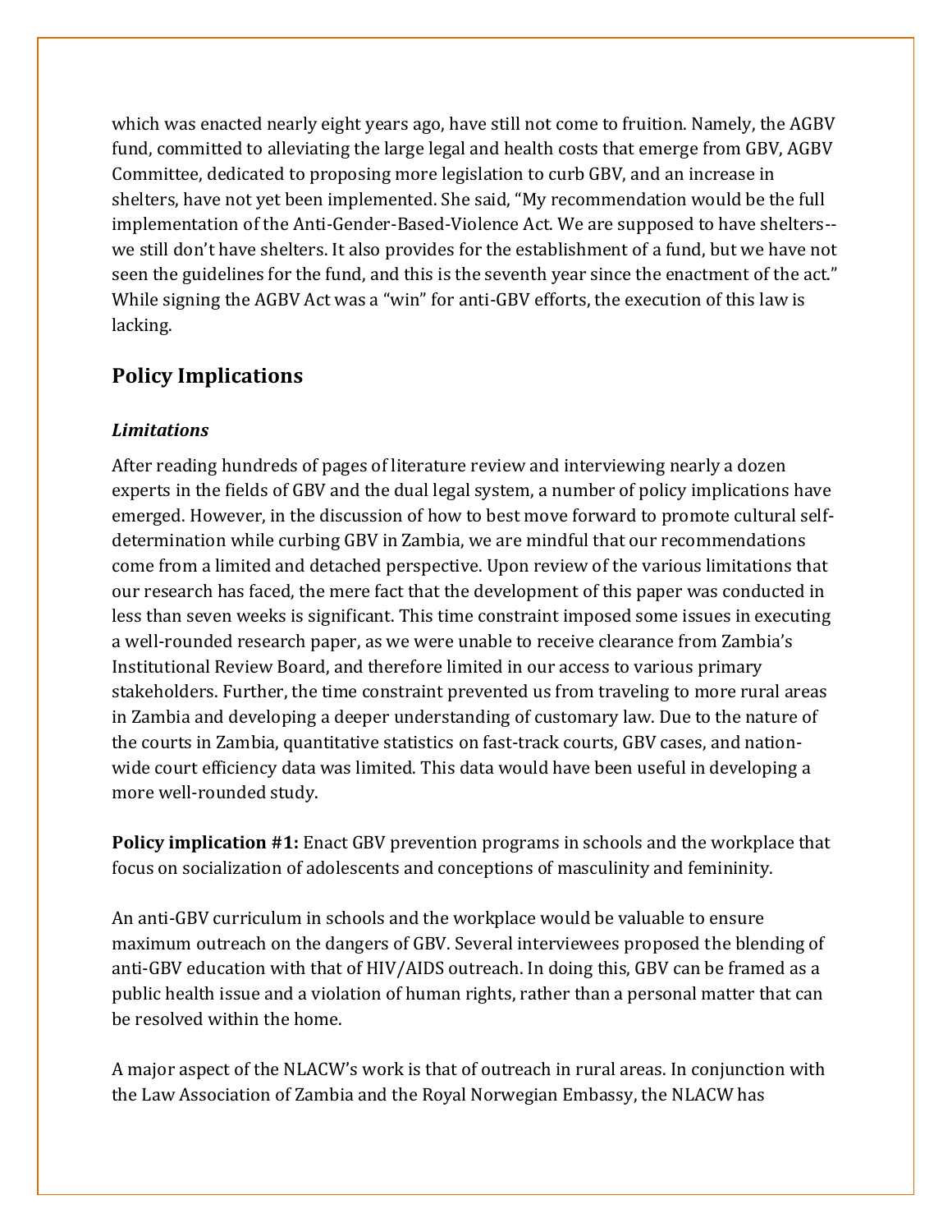which was enacted nearly eight years ago, have still not come to fruition. Namely, the AGBV fund, committed to alleviating the large legal and health costs that emerge from GBV, AGBV Committee, dedicated to proposing more legislation to curb GBV, and an increase in shelters, have not yet been implemented. She said, "My recommendation would be the full implementation of the Anti-Gender-Based-Violence Act. We are supposed to have shelters--we still don't have shelters. It also provides for the establishment of a fund, but we have not seen the guidelines for the fund, and this is the seventh year since the enactment of the act." While signing the AGBV Act was a "win" for anti-GBV efforts, the execution of this law is lacking.

## Policy Implications

### *Limitations*

After reading hundreds of pages of literature review and interviewing nearly a dozen experts in the fields of GBV and the dual legal system, a number of policy implications have emerged. However, in the discussion of how to best move forward to promote cultural self-determination while curbing GBV in Zambia, we are mindful that our recommendations come from a limited and detached perspective. Upon review of the various limitations that our research has faced, the mere fact that the development of this paper was conducted in less than seven weeks is significant. This time constraint imposed some issues in executing a well-rounded research paper, as we were unable to receive clearance from Zambia's Institutional Review Board, and therefore limited in our access to various primary stakeholders. Further, the time constraint prevented us from traveling to more rural areas in Zambia and developing a deeper understanding of customary law. Due to the nature of the courts in Zambia, quantitative statistics on fast-track courts, GBV cases, and nation-wide court efficiency data was limited. This data would have been useful in developing a more well-rounded study.

**Policy implication #1:** Enact GBV prevention programs in schools and the workplace that focus on socialization of adolescents and conceptions of masculinity and femininity.

An anti-GBV curriculum in schools and the workplace would be valuable to ensure maximum outreach on the dangers of GBV. Several interviewees proposed the blending of anti-GBV education with that of HIV/AIDS outreach. In doing this, GBV can be framed as a public health issue and a violation of human rights, rather than a personal matter that can be resolved within the home.

A major aspect of the NLACW's work is that of outreach in rural areas. In conjunction with the Law Association of Zambia and the Royal Norwegian Embassy, the NLACW has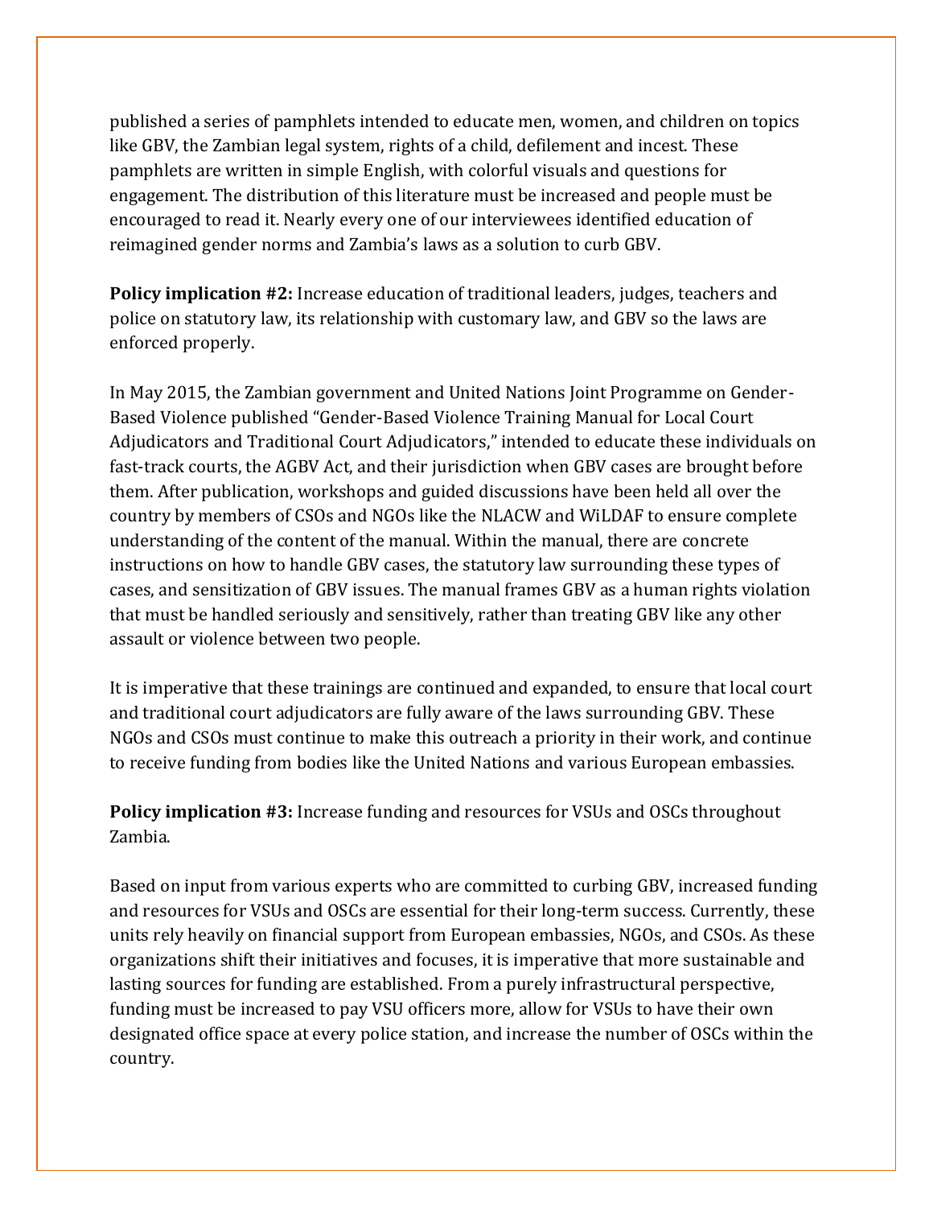published a series of pamphlets intended to educate men, women, and children on topics like GBV, the Zambian legal system, rights of a child, defilement and incest. These pamphlets are written in simple English, with colorful visuals and questions for engagement. The distribution of this literature must be increased and people must be encouraged to read it. Nearly every one of our interviewees identified education of reimagined gender norms and Zambia's laws as a solution to curb GBV.

**Policy implication #2:** Increase education of traditional leaders, judges, teachers and police on statutory law, its relationship with customary law, and GBV so the laws are enforced properly.

In May 2015, the Zambian government and United Nations Joint Programme on Gender-Based Violence published "Gender-Based Violence Training Manual for Local Court Adjudicators and Traditional Court Adjudicators," intended to educate these individuals on fast-track courts, the AGBV Act, and their jurisdiction when GBV cases are brought before them. After publication, workshops and guided discussions have been held all over the country by members of CSOs and NGOs like the NLACW and WiLDAF to ensure complete understanding of the content of the manual. Within the manual, there are concrete instructions on how to handle GBV cases, the statutory law surrounding these types of cases, and sensitization of GBV issues. The manual frames GBV as a human rights violation that must be handled seriously and sensitively, rather than treating GBV like any other assault or violence between two people.

It is imperative that these trainings are continued and expanded, to ensure that local court and traditional court adjudicators are fully aware of the laws surrounding GBV. These NGOs and CSOs must continue to make this outreach a priority in their work, and continue to receive funding from bodies like the United Nations and various European embassies.

**Policy implication #3:** Increase funding and resources for VSUs and OSCs throughout Zambia.

Based on input from various experts who are committed to curbing GBV, increased funding and resources for VSUs and OSCs are essential for their long-term success. Currently, these units rely heavily on financial support from European embassies, NGOs, and CSOs. As these organizations shift their initiatives and focuses, it is imperative that more sustainable and lasting sources for funding are established. From a purely infrastructural perspective, funding must be increased to pay VSU officers more, allow for VSUs to have their own designated office space at every police station, and increase the number of OSCs within the country.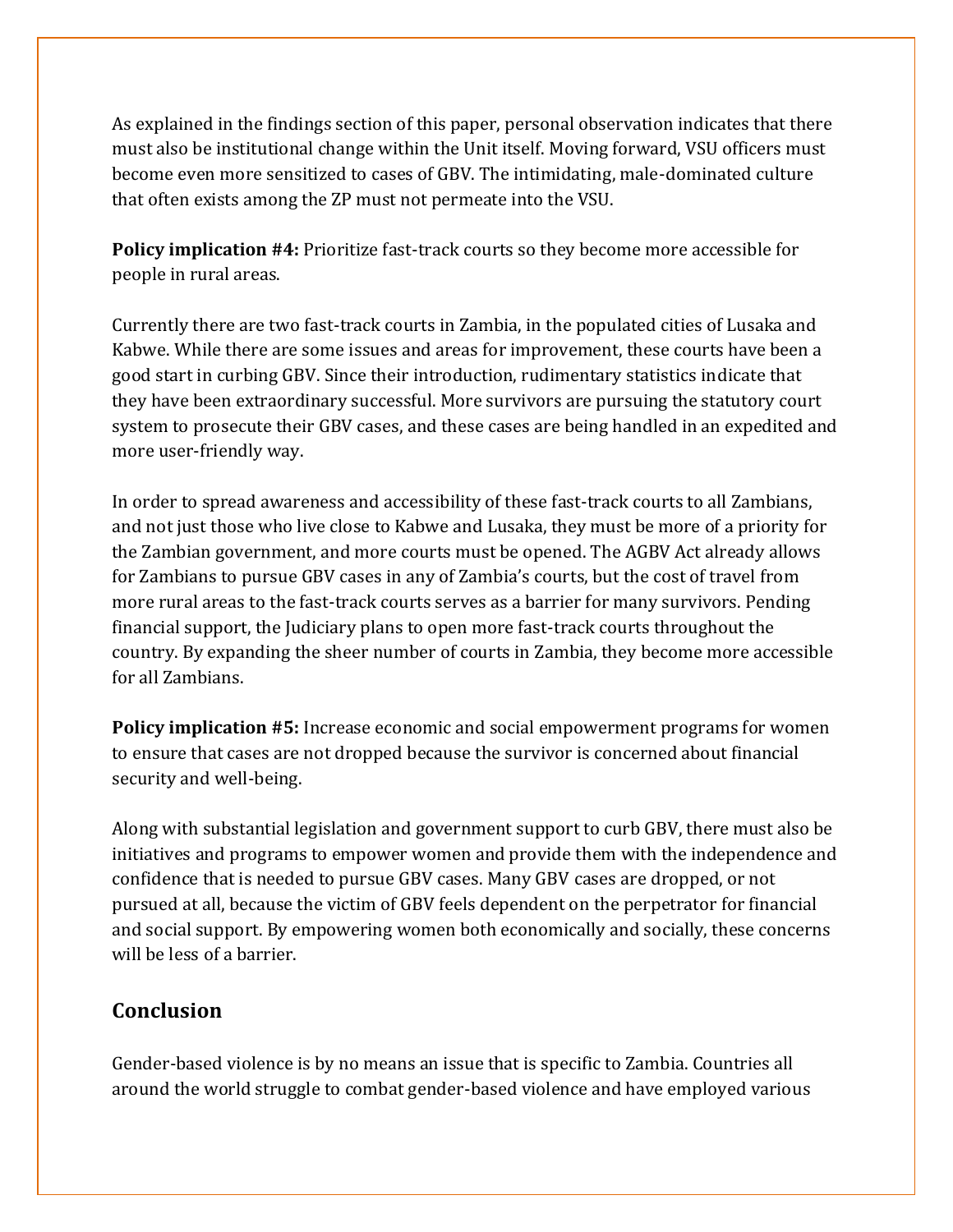As explained in the findings section of this paper, personal observation indicates that there must also be institutional change within the Unit itself. Moving forward, VSU officers must become even more sensitized to cases of GBV. The intimidating, male-dominated culture that often exists among the ZP must not permeate into the VSU.

**Policy implication #4:** Prioritize fast-track courts so they become more accessible for people in rural areas.

Currently there are two fast-track courts in Zambia, in the populated cities of Lusaka and Kabwe. While there are some issues and areas for improvement, these courts have been a good start in curbing GBV. Since their introduction, rudimentary statistics indicate that they have been extraordinary successful. More survivors are pursuing the statutory court system to prosecute their GBV cases, and these cases are being handled in an expedited and more user-friendly way.

In order to spread awareness and accessibility of these fast-track courts to all Zambians, and not just those who live close to Kabwe and Lusaka, they must be more of a priority for the Zambian government, and more courts must be opened. The AGBV Act already allows for Zambians to pursue GBV cases in any of Zambia's courts, but the cost of travel from more rural areas to the fast-track courts serves as a barrier for many survivors. Pending financial support, the Judiciary plans to open more fast-track courts throughout the country. By expanding the sheer number of courts in Zambia, they become more accessible for all Zambians.

**Policy implication #5:** Increase economic and social empowerment programs for women to ensure that cases are not dropped because the survivor is concerned about financial security and well-being.

Along with substantial legislation and government support to curb GBV, there must also be initiatives and programs to empower women and provide them with the independence and confidence that is needed to pursue GBV cases. Many GBV cases are dropped, or not pursued at all, because the victim of GBV feels dependent on the perpetrator for financial and social support. By empowering women both economically and socially, these concerns will be less of a barrier.

## Conclusion

Gender-based violence is by no means an issue that is specific to Zambia. Countries all around the world struggle to combat gender-based violence and have employed various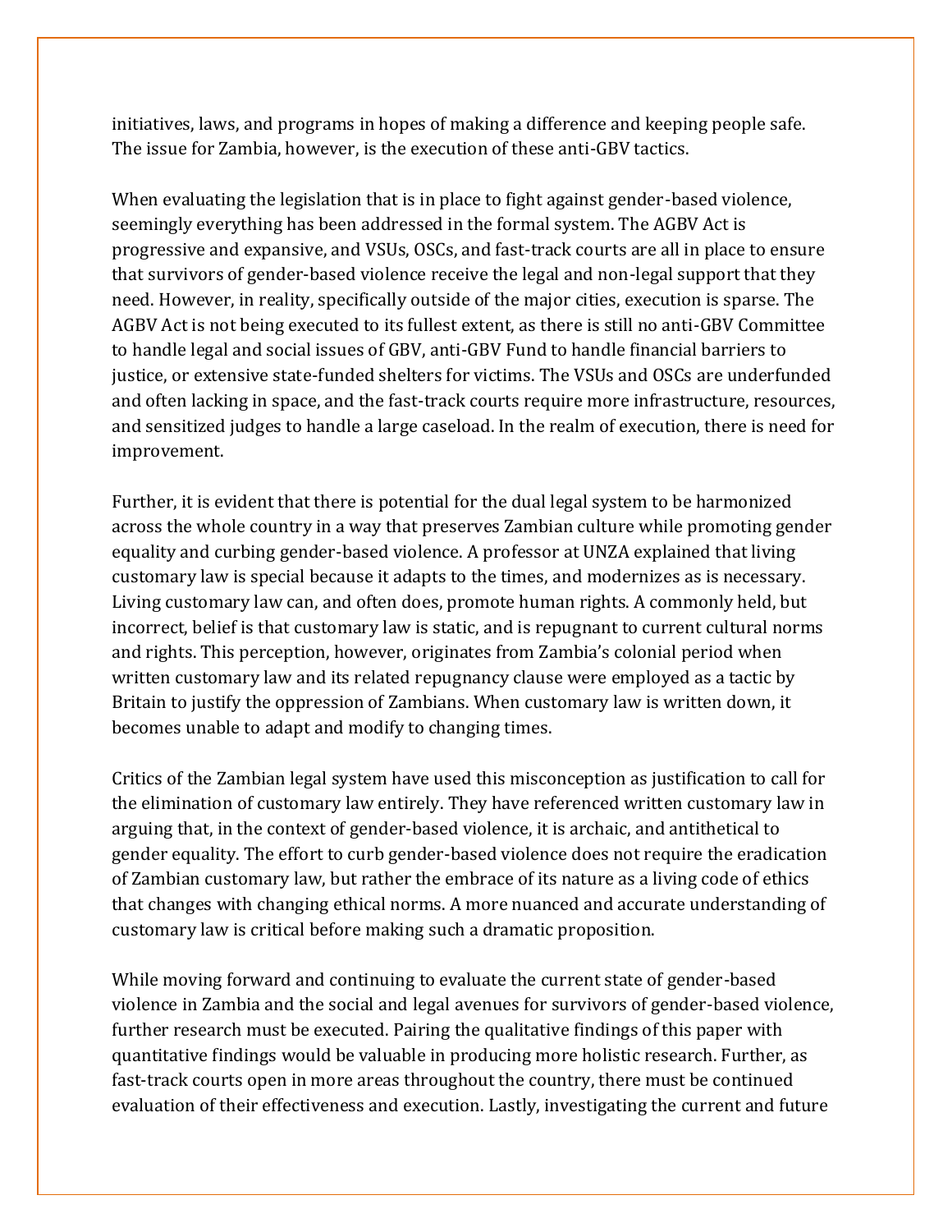initiatives, laws, and programs in hopes of making a difference and keeping people safe. The issue for Zambia, however, is the execution of these anti-GBV tactics.

When evaluating the legislation that is in place to fight against gender-based violence, seemingly everything has been addressed in the formal system. The AGBV Act is progressive and expansive, and VSUs, OSCs, and fast-track courts are all in place to ensure that survivors of gender-based violence receive the legal and non-legal support that they need. However, in reality, specifically outside of the major cities, execution is sparse. The AGBV Act is not being executed to its fullest extent, as there is still no anti-GBV Committee to handle legal and social issues of GBV, anti-GBV Fund to handle financial barriers to justice, or extensive state-funded shelters for victims. The VSUs and OSCs are underfunded and often lacking in space, and the fast-track courts require more infrastructure, resources, and sensitized judges to handle a large caseload. In the realm of execution, there is need for improvement.

Further, it is evident that there is potential for the dual legal system to be harmonized across the whole country in a way that preserves Zambian culture while promoting gender equality and curbing gender-based violence. A professor at UNZA explained that living customary law is special because it adapts to the times, and modernizes as is necessary. Living customary law can, and often does, promote human rights. A commonly held, but incorrect, belief is that customary law is static, and is repugnant to current cultural norms and rights. This perception, however, originates from Zambia's colonial period when written customary law and its related repugnancy clause were employed as a tactic by Britain to justify the oppression of Zambians. When customary law is written down, it becomes unable to adapt and modify to changing times.

Critics of the Zambian legal system have used this misconception as justification to call for the elimination of customary law entirely. They have referenced written customary law in arguing that, in the context of gender-based violence, it is archaic, and antithetical to gender equality. The effort to curb gender-based violence does not require the eradication of Zambian customary law, but rather the embrace of its nature as a living code of ethics that changes with changing ethical norms. A more nuanced and accurate understanding of customary law is critical before making such a dramatic proposition.

While moving forward and continuing to evaluate the current state of gender-based violence in Zambia and the social and legal avenues for survivors of gender-based violence, further research must be executed. Pairing the qualitative findings of this paper with quantitative findings would be valuable in producing more holistic research. Further, as fast-track courts open in more areas throughout the country, there must be continued evaluation of their effectiveness and execution. Lastly, investigating the current and future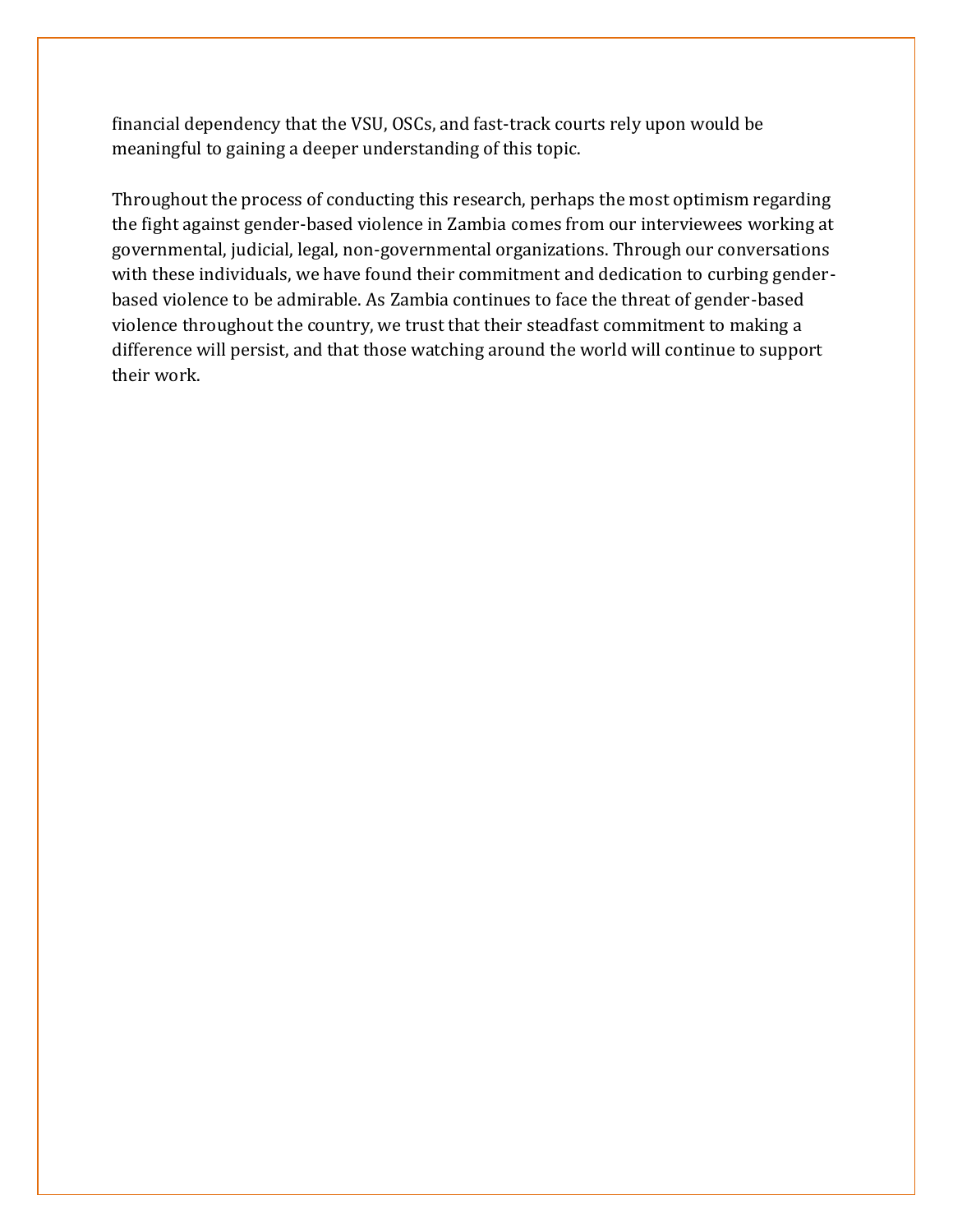financial dependency that the VSU, OSCs, and fast-track courts rely upon would be meaningful to gaining a deeper understanding of this topic.

Throughout the process of conducting this research, perhaps the most optimism regarding the fight against gender-based violence in Zambia comes from our interviewees working at governmental, judicial, legal, non-governmental organizations. Through our conversations with these individuals, we have found their commitment and dedication to curbing gender-based violence to be admirable. As Zambia continues to face the threat of gender-based violence throughout the country, we trust that their steadfast commitment to making a difference will persist, and that those watching around the world will continue to support their work.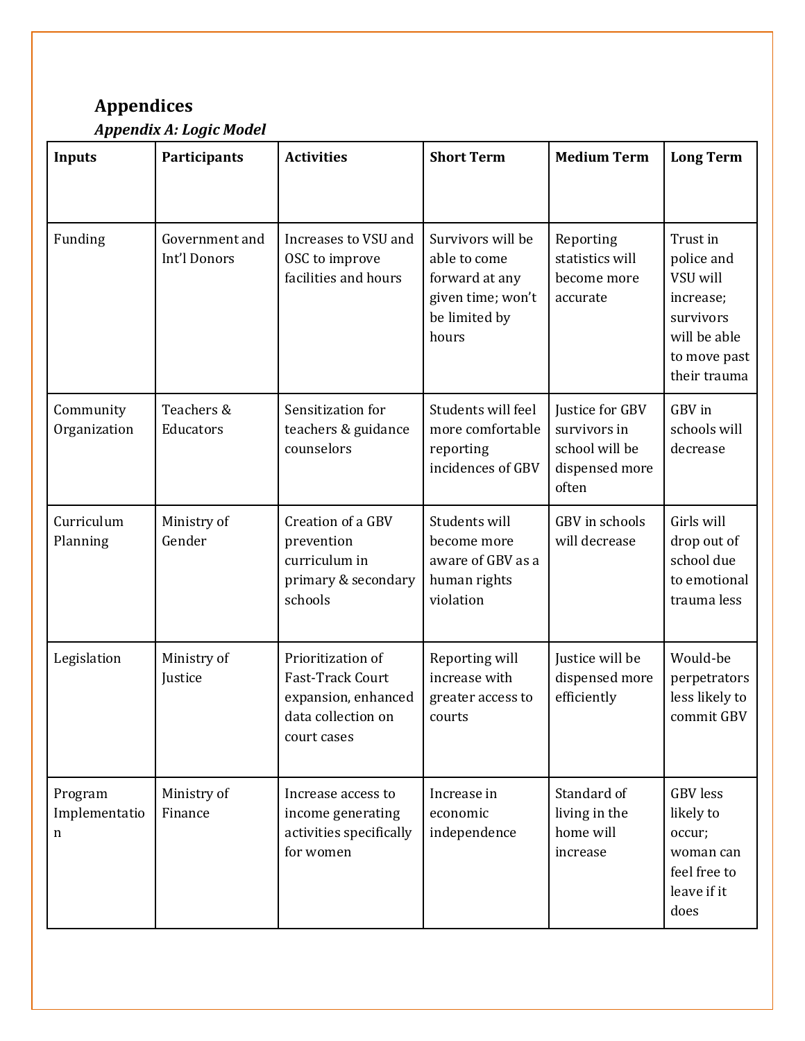# Appendices

***Appendix A: Logic Model***

| Inputs | Participants | Activities | Short Term | Medium Term | Long Term |
|---|---|---|---|---|---|
| Funding | Government and Int'l Donors | Increases to VSU and OSC to improve facilities and hours | Survivors will be able to come forward at any given time; won't be limited by hours | Reporting statistics will become more accurate | Trust in police and VSU will increase; survivors will be able to move past their trauma |
| Community Organization | Teachers & Educators | Sensitization for teachers & guidance counselors | Students will feel more comfortable reporting incidences of GBV | Justice for GBV survivors in school will be dispensed more often | GBV in schools will decrease |
| Curriculum Planning | Ministry of Gender | Creation of a GBV prevention curriculum in primary & secondary schools | Students will become more aware of GBV as a human rights violation | GBV in schools will decrease | Girls will drop out of school due to emotional trauma less |
| Legislation | Ministry of Justice | Prioritization of Fast-Track Court expansion, enhanced data collection on court cases | Reporting will increase with greater access to courts | Justice will be dispensed more efficiently | Would-be perpetrators less likely to commit GBV |
| Program Implementation | Ministry of Finance | Increase access to income generating activities specifically for women | Increase in economic independence | Standard of living in the home will increase | GBV less likely to occur; woman can feel free to leave if it does |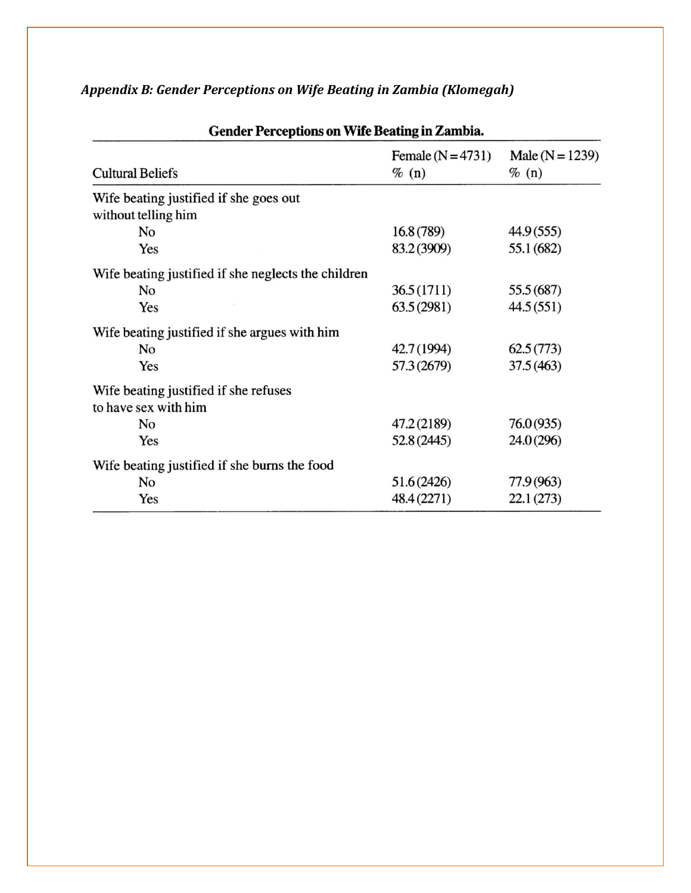*Appendix B: Gender Perceptions on Wife Beating in Zambia (Klomegah)*

**Gender Perceptions on Wife Beating in Zambia.**

| Cultural Beliefs | Female (N = 4731) % (n) | Male (N = 1239) % (n) |
|---|---|---|
| Wife beating justified if she goes out without telling him | | |
| No | 16.8 (789) | 44.9 (555) |
| Yes | 83.2 (3909) | 55.1 (682) |
| Wife beating justified if she neglects the children | | |
| No | 36.5 (1711) | 55.5 (687) |
| Yes | 63.5 (2981) | 44.5 (551) |
| Wife beating justified if she argues with him | | |
| No | 42.7 (1994) | 62.5 (773) |
| Yes | 57.3 (2679) | 37.5 (463) |
| Wife beating justified if she refuses to have sex with him | | |
| No | 47.2 (2189) | 76.0 (935) |
| Yes | 52.8 (2445) | 24.0 (296) |
| Wife beating justified if she burns the food | | |
| No | 51.6 (2426) | 77.9 (963) |
| Yes | 48.4 (2271) | 22.1 (273) |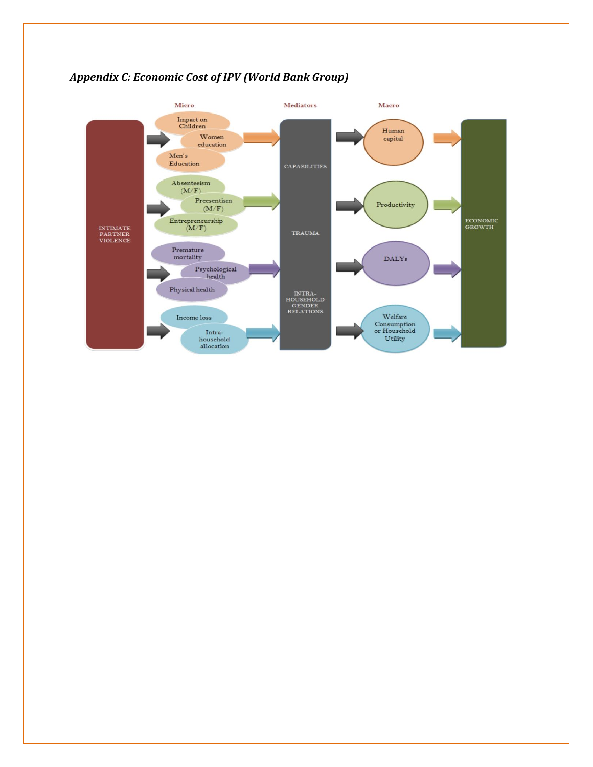### *Appendix C: Economic Cost of IPV (World Bank Group)*

| | Micro | Mediators | Macro | |
|---|---|---|---|---|
| INTIMATE PARTNER VIOLENCE | Impact on Children; Women education; Men's Education | CAPABILITIES | Human capital | ECONOMIC GROWTH |
| | Absenteeism (M/F); Preesentism (M/F); Entrepreneurship (M/F) | TRAUMA | Productivity | |
| | Premature mortality; Psychological health; Physical health | | DALYs | |
| | Income loss; Intra-household allocation | INTRA-HOUSEHOLD GENDER RELATIONS | Welfare Consumption or Household Utility | |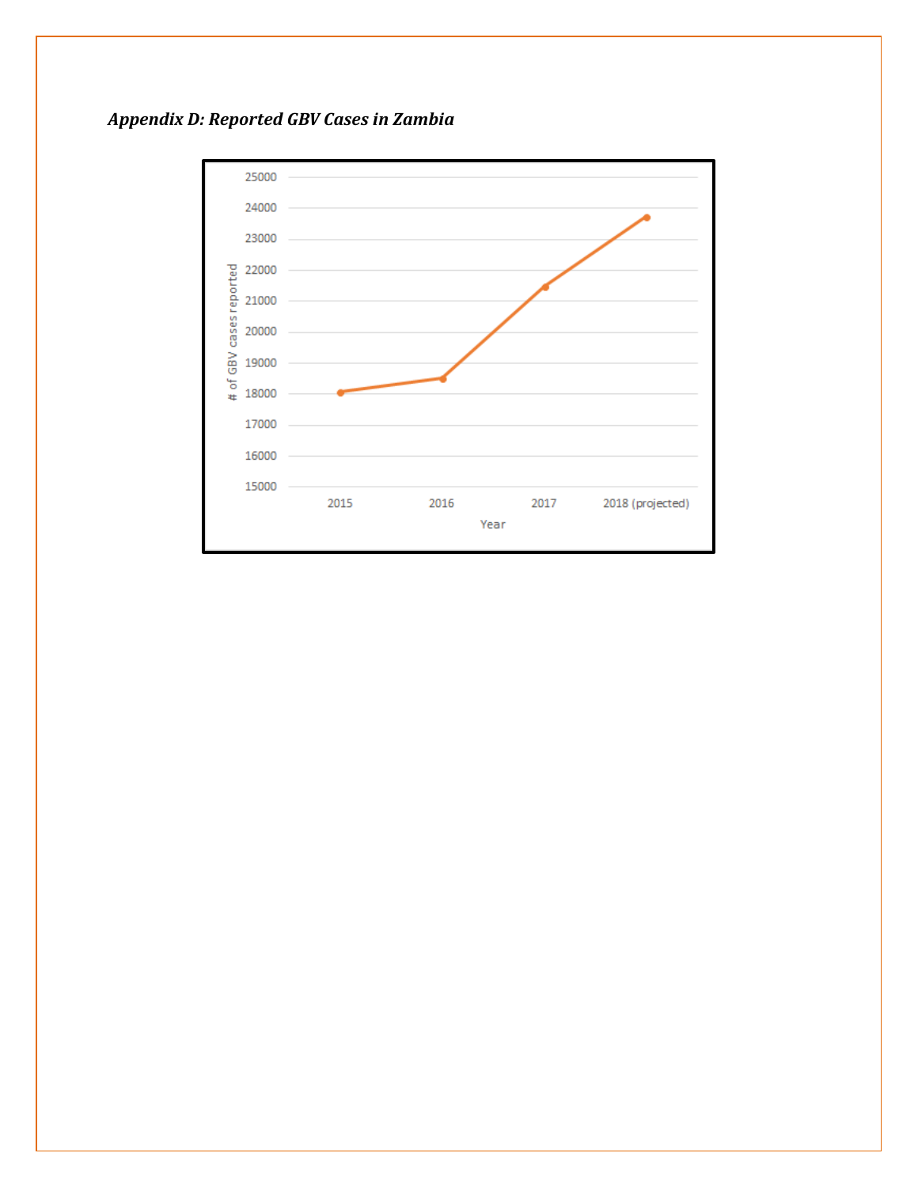*Appendix D: Reported GBV Cases in Zambia*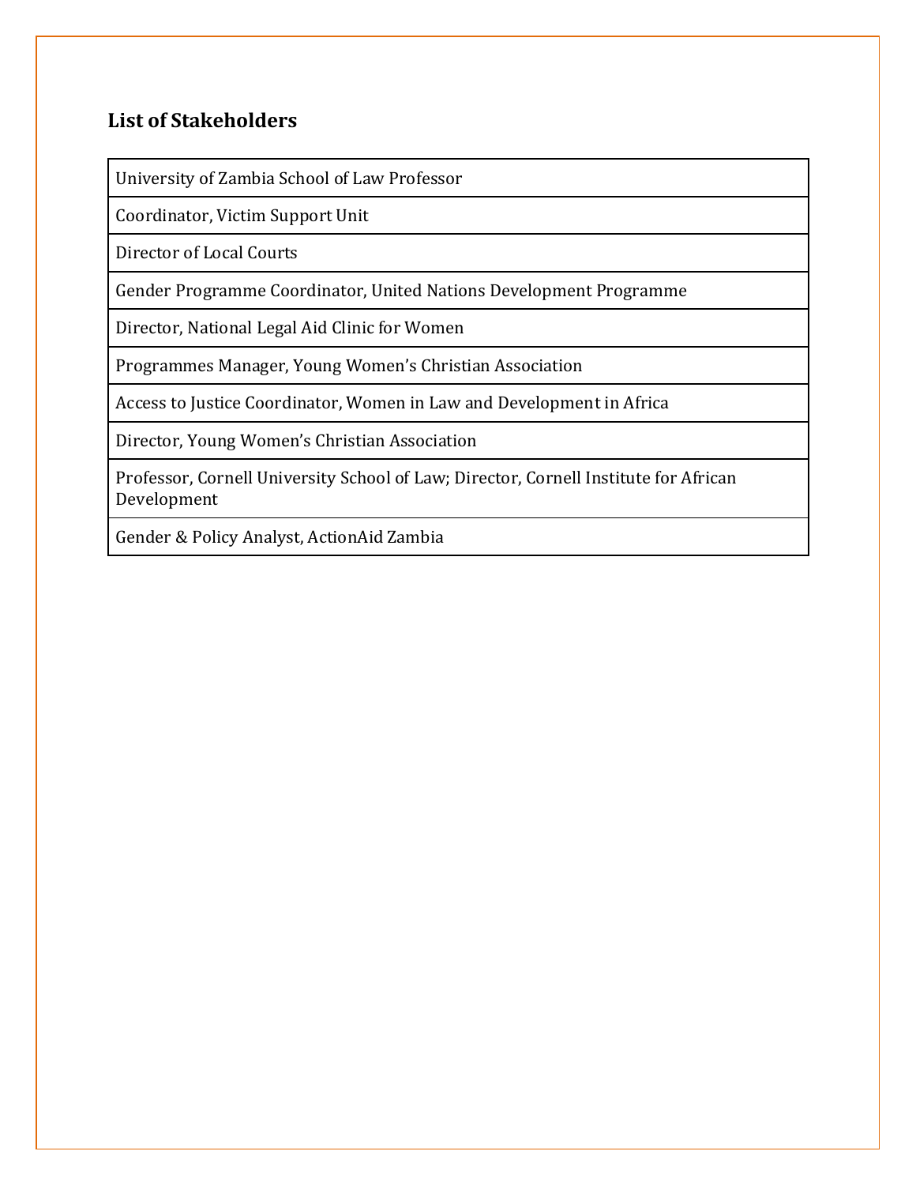### List of Stakeholders

| |
|---|
| University of Zambia School of Law Professor |
| Coordinator, Victim Support Unit |
| Director of Local Courts |
| Gender Programme Coordinator, United Nations Development Programme |
| Director, National Legal Aid Clinic for Women |
| Programmes Manager, Young Women's Christian Association |
| Access to Justice Coordinator, Women in Law and Development in Africa |
| Director, Young Women's Christian Association |
| Professor, Cornell University School of Law; Director, Cornell Institute for African Development |
| Gender & Policy Analyst, ActionAid Zambia |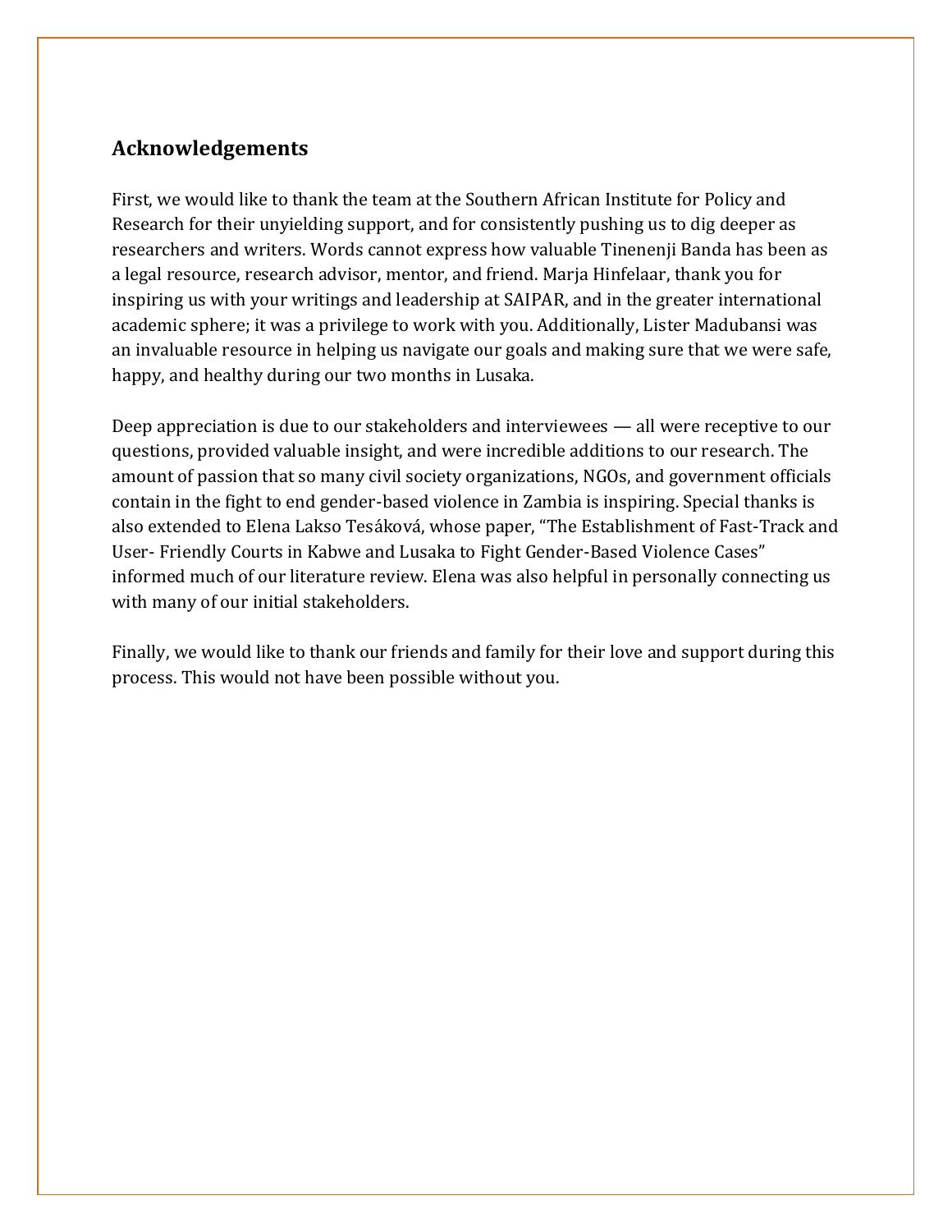## Acknowledgements

First, we would like to thank the team at the Southern African Institute for Policy and Research for their unyielding support, and for consistently pushing us to dig deeper as researchers and writers. Words cannot express how valuable Tinenenji Banda has been as a legal resource, research advisor, mentor, and friend. Marja Hinfelaar, thank you for inspiring us with your writings and leadership at SAIPAR, and in the greater international academic sphere; it was a privilege to work with you. Additionally, Lister Madubansi was an invaluable resource in helping us navigate our goals and making sure that we were safe, happy, and healthy during our two months in Lusaka.

Deep appreciation is due to our stakeholders and interviewees — all were receptive to our questions, provided valuable insight, and were incredible additions to our research. The amount of passion that so many civil society organizations, NGOs, and government officials contain in the fight to end gender-based violence in Zambia is inspiring. Special thanks is also extended to Elena Lakso Tesáková, whose paper, "The Establishment of Fast-Track and User- Friendly Courts in Kabwe and Lusaka to Fight Gender-Based Violence Cases" informed much of our literature review. Elena was also helpful in personally connecting us with many of our initial stakeholders.

Finally, we would like to thank our friends and family for their love and support during this process. This would not have been possible without you.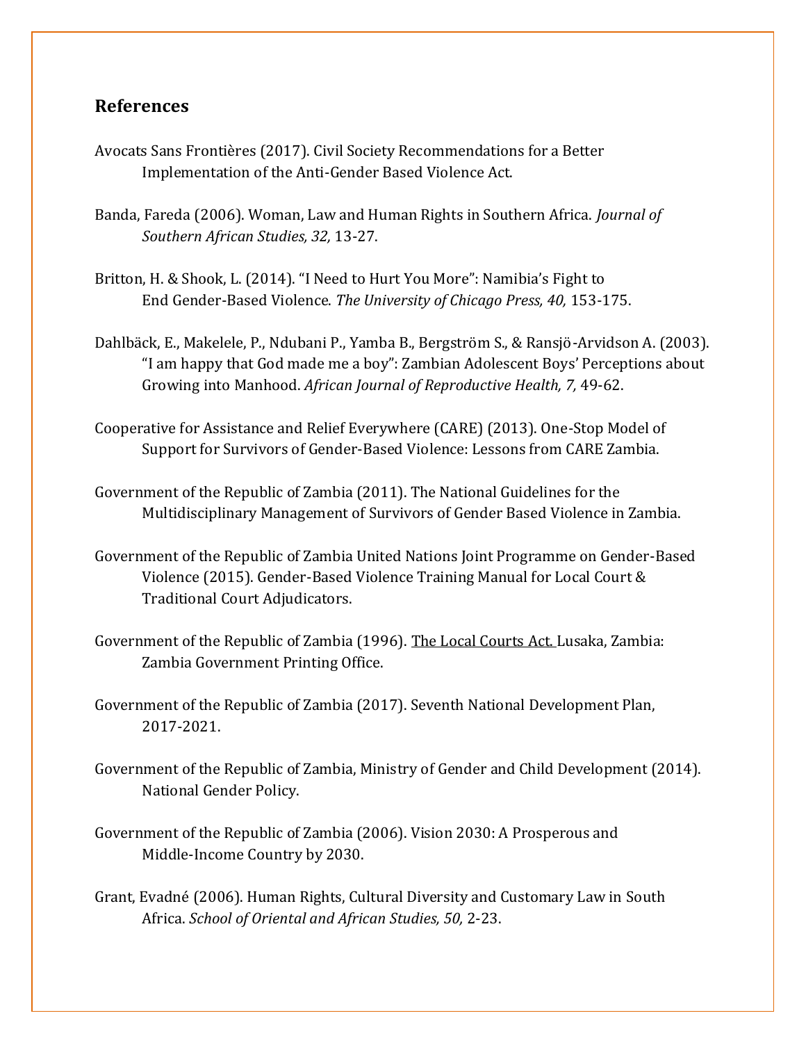## References

Avocats Sans Frontières (2017). Civil Society Recommendations for a Better Implementation of the Anti-Gender Based Violence Act.

Banda, Fareda (2006). Woman, Law and Human Rights in Southern Africa. *Journal of Southern African Studies, 32,* 13-27.

Britton, H. & Shook, L. (2014). "I Need to Hurt You More": Namibia's Fight to End Gender-Based Violence. *The University of Chicago Press, 40,* 153-175.

Dahlbäck, E., Makelele, P., Ndubani P., Yamba B., Bergström S., & Ransjö-Arvidson A. (2003). "I am happy that God made me a boy": Zambian Adolescent Boys' Perceptions about Growing into Manhood. *African Journal of Reproductive Health, 7,* 49-62.

Cooperative for Assistance and Relief Everywhere (CARE) (2013). One-Stop Model of Support for Survivors of Gender-Based Violence: Lessons from CARE Zambia.

Government of the Republic of Zambia (2011). The National Guidelines for the Multidisciplinary Management of Survivors of Gender Based Violence in Zambia.

Government of the Republic of Zambia United Nations Joint Programme on Gender-Based Violence (2015). Gender-Based Violence Training Manual for Local Court & Traditional Court Adjudicators.

Government of the Republic of Zambia (1996). The Local Courts Act. Lusaka, Zambia: Zambia Government Printing Office.

Government of the Republic of Zambia (2017). Seventh National Development Plan, 2017-2021.

Government of the Republic of Zambia, Ministry of Gender and Child Development (2014). National Gender Policy.

Government of the Republic of Zambia (2006). Vision 2030: A Prosperous and Middle-Income Country by 2030.

Grant, Evadné (2006). Human Rights, Cultural Diversity and Customary Law in South Africa. *School of Oriental and African Studies, 50,* 2-23.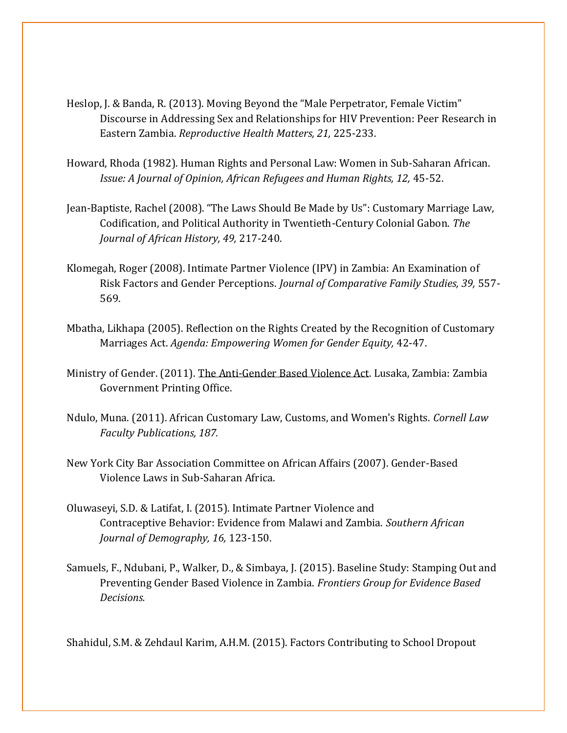Heslop, J. & Banda, R. (2013). Moving Beyond the "Male Perpetrator, Female Victim" Discourse in Addressing Sex and Relationships for HIV Prevention: Peer Research in Eastern Zambia. *Reproductive Health Matters, 21,* 225-233.

Howard, Rhoda (1982). Human Rights and Personal Law: Women in Sub-Saharan African. *Issue: A Journal of Opinion, African Refugees and Human Rights, 12,* 45-52.

Jean-Baptiste, Rachel (2008). "The Laws Should Be Made by Us": Customary Marriage Law, Codification, and Political Authority in Twentieth-Century Colonial Gabon. *The Journal of African History, 49,* 217-240.

Klomegah, Roger (2008). Intimate Partner Violence (IPV) in Zambia: An Examination of Risk Factors and Gender Perceptions. *Journal of Comparative Family Studies, 39,* 557-569.

Mbatha, Likhapa (2005). Reflection on the Rights Created by the Recognition of Customary Marriages Act. *Agenda: Empowering Women for Gender Equity,* 42-47.

Ministry of Gender. (2011). <u>The Anti-Gender Based Violence Act</u>. Lusaka, Zambia: Zambia Government Printing Office.

Ndulo, Muna. (2011). African Customary Law, Customs, and Women's Rights. *Cornell Law Faculty Publications, 187.*

New York City Bar Association Committee on African Affairs (2007). Gender-Based Violence Laws in Sub-Saharan Africa.

Oluwaseyi, S.D. & Latifat, I. (2015). Intimate Partner Violence and Contraceptive Behavior: Evidence from Malawi and Zambia. *Southern African Journal of Demography, 16,* 123-150.

Samuels, F., Ndubani, P., Walker, D., & Simbaya, J. (2015). Baseline Study: Stamping Out and Preventing Gender Based Violence in Zambia. *Frontiers Group for Evidence Based Decisions.*

Shahidul, S.M. & Zehdaul Karim, A.H.M. (2015). Factors Contributing to School Dropout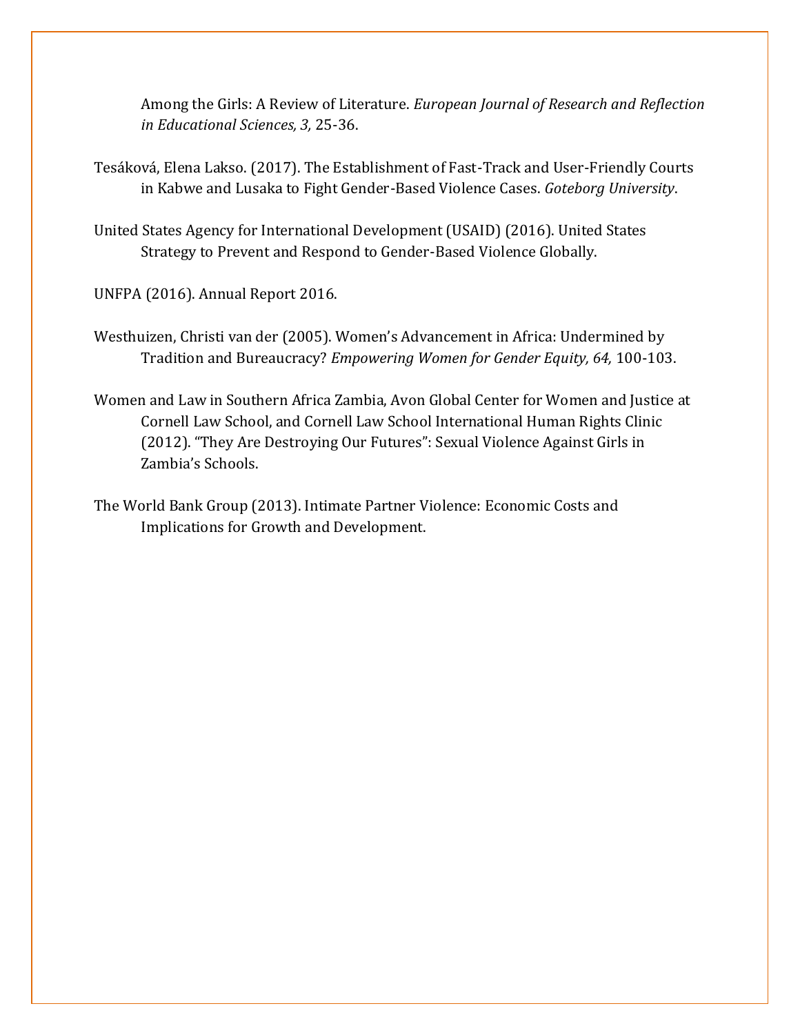Among the Girls: A Review of Literature. *European Journal of Research and Reflection in Educational Sciences, 3,* 25-36.

Tesáková, Elena Lakso. (2017). The Establishment of Fast-Track and User-Friendly Courts in Kabwe and Lusaka to Fight Gender-Based Violence Cases. *Goteborg University*.

United States Agency for International Development (USAID) (2016). United States Strategy to Prevent and Respond to Gender-Based Violence Globally.

UNFPA (2016). Annual Report 2016.

Westhuizen, Christi van der (2005). Women's Advancement in Africa: Undermined by Tradition and Bureaucracy? *Empowering Women for Gender Equity, 64,* 100-103.

Women and Law in Southern Africa Zambia, Avon Global Center for Women and Justice at Cornell Law School, and Cornell Law School International Human Rights Clinic (2012). "They Are Destroying Our Futures": Sexual Violence Against Girls in Zambia's Schools.

The World Bank Group (2013). Intimate Partner Violence: Economic Costs and Implications for Growth and Development.